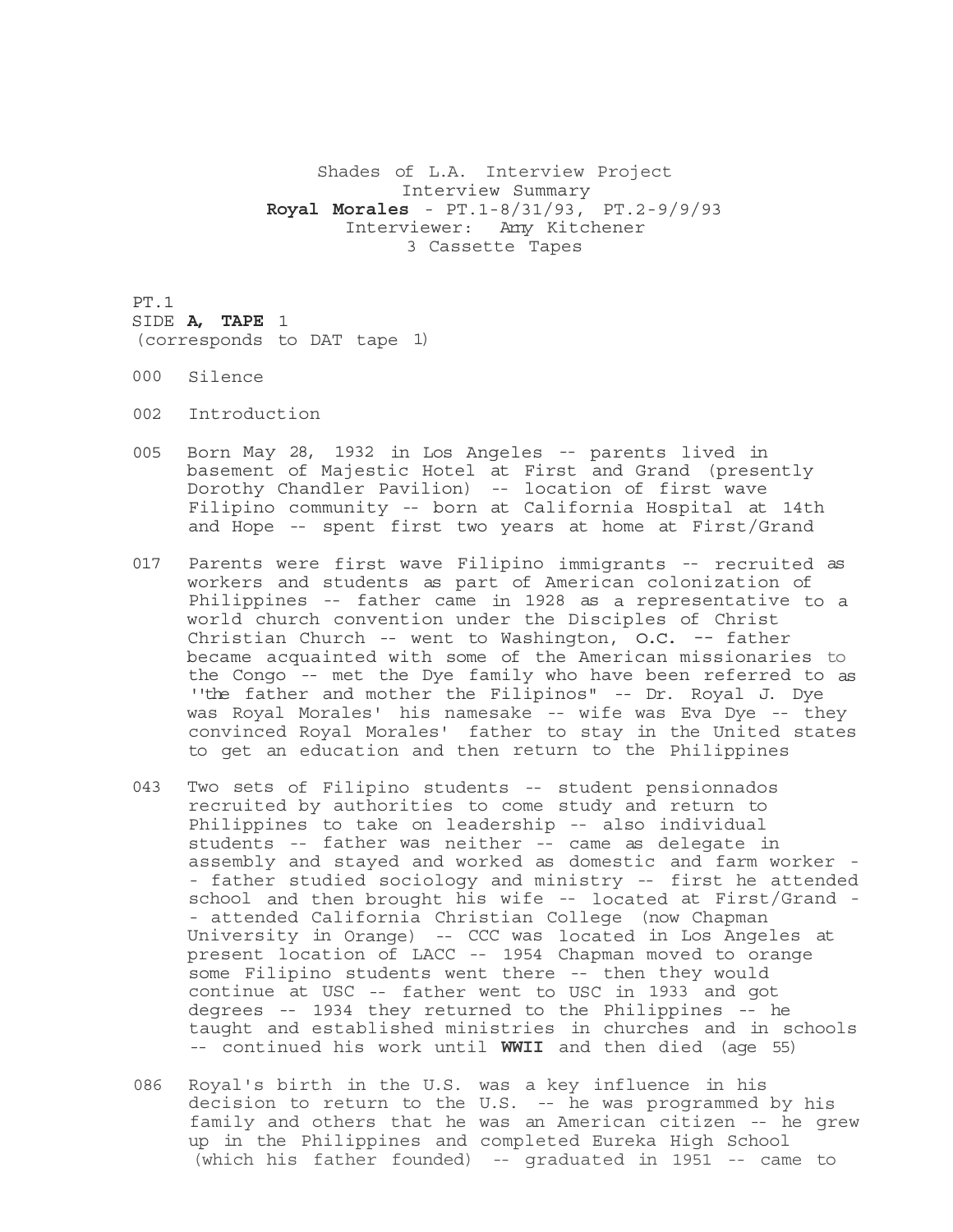Shades of L.A. Interview Project
Interview Summary
**Royal Morales** - PT.1-8/31/93, PT.2-9/9/93
Interviewer: Amy Kitchener
3 Cassette Tapes

PT.1
SIDE **A, TAPE** 1
(corresponds to DAT tape 1)

000 Silence

002 Introduction

005 Born May 28, 1932 in Los Angeles -- parents lived in basement of Majestic Hotel at First and Grand (presently Dorothy Chandler Pavilion) -- location of first wave Filipino community -- born at California Hospital at 14th and Hope -- spent first two years at home at First/Grand

017 Parents were first wave Filipino immigrants -- recruited as workers and students as part of American colonization of Philippines -- father came in 1928 as a representative to a world church convention under the Disciples of Christ Christian Church -- went to Washington, O.C. -- father became acquainted with some of the American missionaries to the Congo -- met the Dye family who have been referred to as "the father and mother the Filipinos" -- Dr. Royal J. Dye was Royal Morales' his namesake -- wife was Eva Dye -- they convinced Royal Morales' father to stay in the United states to get an education and then return to the Philippines

043 Two sets of Filipino students -- student pensionnados recruited by authorities to come study and return to Philippines to take on leadership -- also individual students -- father was neither -- came as delegate in assembly and stayed and worked as domestic and farm worker -- father studied sociology and ministry -- first he attended school and then brought his wife -- located at First/Grand -- attended California Christian College (now Chapman University in Orange) -- CCC was located in Los Angeles at present location of LACC -- 1954 Chapman moved to orange some Filipino students went there -- then they would continue at USC -- father went to USC in 1933 and got degrees -- 1934 they returned to the Philippines -- he taught and established ministries in churches and in schools -- continued his work until **WWII** and then died (age 55)

086 Royal's birth in the U.S. was a key influence in his decision to return to the U.S. -- he was programmed by his family and others that he was an American citizen -- he grew up in the Philippines and completed Eureka High School (which his father founded) -- graduated in 1951 -- came to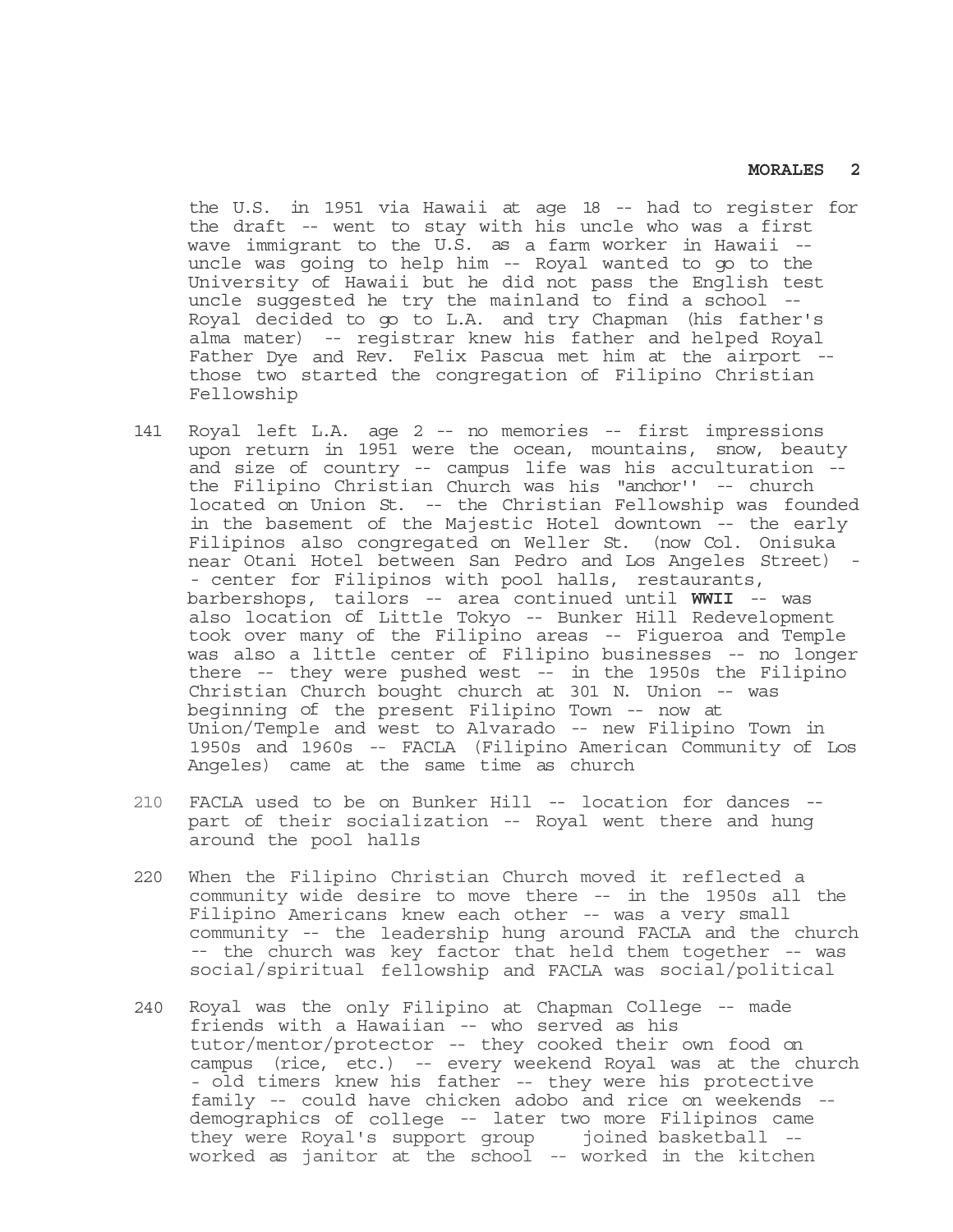the U.S. in 1951 via Hawaii at age 18 -- had to register for the draft -- went to stay with his uncle who was a first wave immigrant to the U.S. as a farm worker in Hawaii -- uncle was going to help him -- Royal wanted to go to the University of Hawaii but he did not pass the English test uncle suggested he try the mainland to find a school -- Royal decided to go to L.A. and try Chapman (his father's alma mater) -- registrar knew his father and helped Royal Father Dye and Rev. Felix Pascua met him at the airport -- those two started the congregation of Filipino Christian Fellowship

141 Royal left L.A. age 2 -- no memories -- first impressions upon return in 1951 were the ocean, mountains, snow, beauty and size of country -- campus life was his acculturation -- the Filipino Christian Church was his "anchor'' -- church located on Union St. -- the Christian Fellowship was founded in the basement of the Majestic Hotel downtown -- the early Filipinos also congregated on Weller St. (now Col. Onisuka near Otani Hotel between San Pedro and Los Angeles Street) -- center for Filipinos with pool halls, restaurants, barbershops, tailors -- area continued until **WWII** -- was also location of Little Tokyo -- Bunker Hill Redevelopment took over many of the Filipino areas -- Figueroa and Temple was also a little center of Filipino businesses -- no longer there -- they were pushed west -- in the 1950s the Filipino Christian Church bought church at 301 N. Union -- was beginning of the present Filipino Town -- now at Union/Temple and west to Alvarado -- new Filipino Town in 1950s and 1960s -- FACLA (Filipino American Community of Los Angeles) came at the same time as church

210 FACLA used to be on Bunker Hill -- location for dances -- part of their socialization -- Royal went there and hung around the pool halls

220 When the Filipino Christian Church moved it reflected a community wide desire to move there -- in the 1950s all the Filipino Americans knew each other -- was a very small community -- the leadership hung around FACLA and the church -- the church was key factor that held them together -- was social/spiritual fellowship and FACLA was social/political

240 Royal was the only Filipino at Chapman College -- made friends with a Hawaiian -- who served as his tutor/mentor/protector -- they cooked their own food on campus (rice, etc.) -- every weekend Royal was at the church - old timers knew his father -- they were his protective family -- could have chicken adobo and rice on weekends -- demographics of college -- later two more Filipinos came they were Royal's support group joined basketball -- worked as janitor at the school -- worked in the kitchen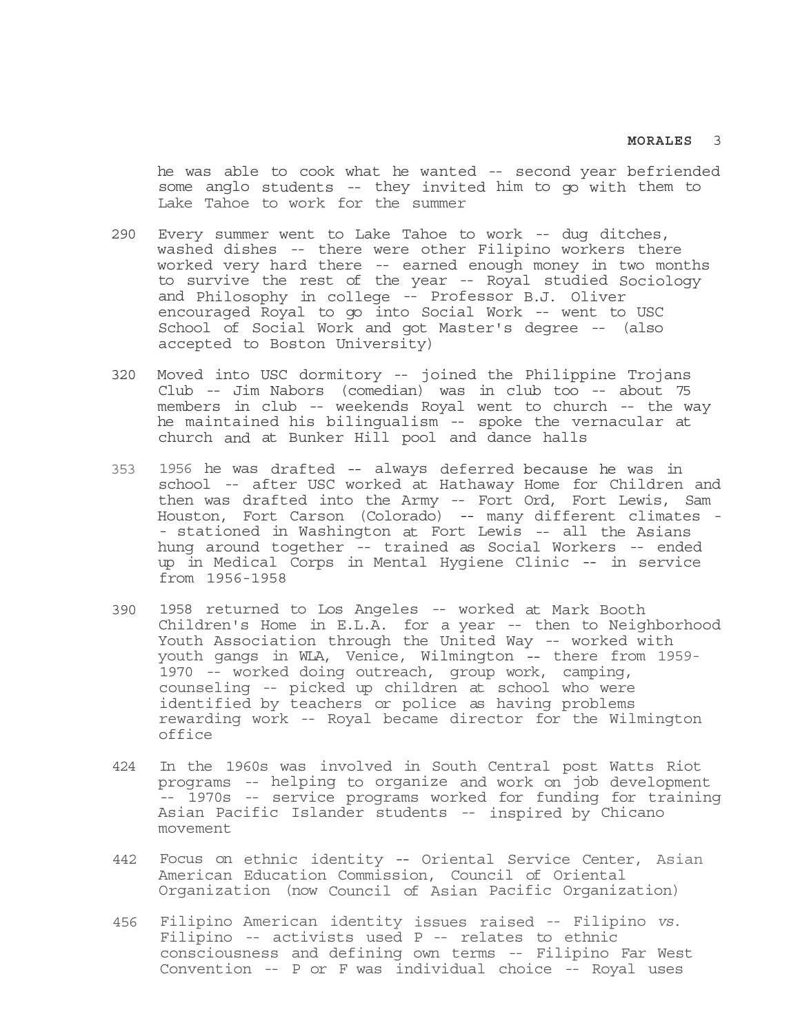he was able to cook what he wanted -- second year befriended some anglo students -- they invited him to go with them to Lake Tahoe to work for the summer

290 Every summer went to Lake Tahoe to work -- dug ditches, washed dishes -- there were other Filipino workers there worked very hard there -- earned enough money in two months to survive the rest of the year -- Royal studied Sociology and Philosophy in college -- Professor B.J. Oliver encouraged Royal to go into Social Work -- went to USC School of Social Work and got Master's degree -- (also accepted to Boston University)

320 Moved into USC dormitory -- joined the Philippine Trojans Club -- Jim Nabors (comedian) was in club too -- about 75 members in club -- weekends Royal went to church -- the way he maintained his bilingualism -- spoke the vernacular at church and at Bunker Hill pool and dance halls

353 1956 he was drafted -- always deferred because he was in school -- after USC worked at Hathaway Home for Children and then was drafted into the Army -- Fort Ord, Fort Lewis, Sam Houston, Fort Carson (Colorado) -- many different climates -- stationed in Washington at Fort Lewis -- all the Asians hung around together -- trained as Social Workers -- ended up in Medical Corps in Mental Hygiene Clinic -- in service from 1956-1958

390 1958 returned to Los Angeles -- worked at Mark Booth Children's Home in E.L.A. for a year -- then to Neighborhood Youth Association through the United Way -- worked with youth gangs in WLA, Venice, Wilmington -- there from 1959-1970 -- worked doing outreach, group work, camping, counseling -- picked up children at school who were identified by teachers or police as having problems rewarding work -- Royal became director for the Wilmington office

424 In the 1960s was involved in South Central post Watts Riot programs -- helping to organize and work on job development -- 1970s -- service programs worked for funding for training Asian Pacific Islander students -- inspired by Chicano movement

442 Focus on ethnic identity -- Oriental Service Center, Asian American Education Commission, Council of Oriental Organization (now Council of Asian Pacific Organization)

456 Filipino American identity issues raised -- Filipino *vs.* Filipino -- activists used P -- relates to ethnic consciousness and defining own terms -- Filipino Far West Convention -- P or F was individual choice -- Royal uses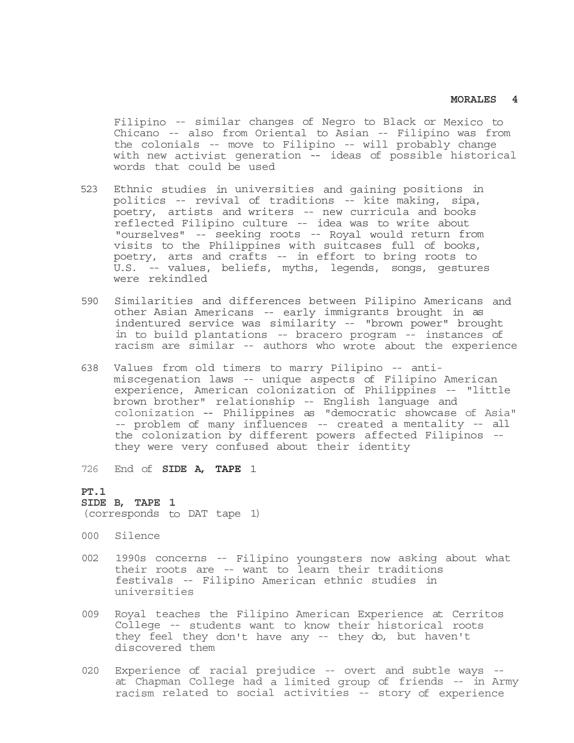Filipino -- similar changes of Negro to Black or Mexico to Chicano -- also from Oriental to Asian -- Filipino was from the colonials -- move to Filipino -- will probably change with new activist generation -- ideas of possible historical words that could be used

523 Ethnic studies in universities and gaining positions in politics -- revival of traditions -- kite making, sipa, poetry, artists and writers -- new curricula and books reflected Filipino culture -- idea was to write about "ourselves" -- seeking roots -- Royal would return from visits to the Philippines with suitcases full of books, poetry, arts and crafts -- in effort to bring roots to U.S. -- values, beliefs, myths, legends, songs, gestures were rekindled

590 Similarities and differences between Pilipino Americans and other Asian Americans -- early immigrants brought in as indentured service was similarity -- "brown power" brought in to build plantations -- bracero program -- instances of racism are similar -- authors who wrote about the experience

638 Values from old timers to marry Pilipino -- anti-miscegenation laws -- unique aspects of Filipino American experience, American colonization of Philippines -- "little brown brother" relationship -- English language and colonization -- Philippines as "democratic showcase of Asia" -- problem of many influences -- created a mentality -- all the colonization by different powers affected Filipinos -- they were very confused about their identity

726 End of **SIDE A, TAPE** 1

**PT.1**
**SIDE B, TAPE 1**
(corresponds to DAT tape 1)

000 Silence

002 1990s concerns -- Filipino youngsters now asking about what their roots are -- want to learn their traditions festivals -- Filipino American ethnic studies in universities

009 Royal teaches the Filipino American Experience at Cerritos College -- students want to know their historical roots they feel they don't have any -- they do, but haven't discovered them

020 Experience of racial prejudice -- overt and subtle ways -- at Chapman College had a limited group of friends -- in Army racism related to social activities -- story of experience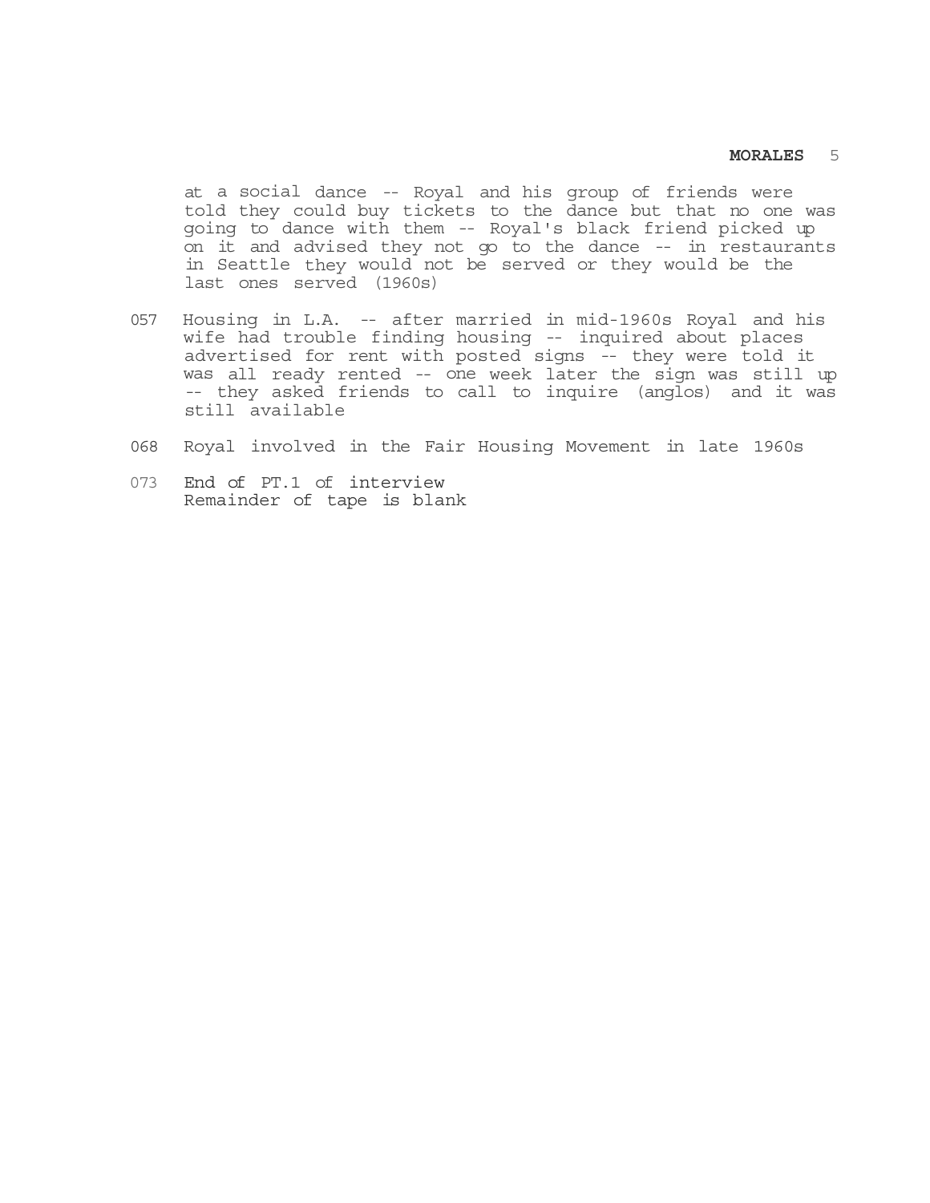at a social dance -- Royal and his group of friends were told they could buy tickets to the dance but that no one was going to dance with them -- Royal's black friend picked up on it and advised they not go to the dance -- in restaurants in Seattle they would not be served or they would be the last ones served (1960s)

057 Housing in L.A. -- after married in mid-1960s Royal and his wife had trouble finding housing -- inquired about places advertised for rent with posted signs -- they were told it was all ready rented -- one week later the sign was still up -- they asked friends to call to inquire (anglos) and it was still available

068 Royal involved in the Fair Housing Movement in late 1960s

073 End of PT.1 of interview
Remainder of tape is blank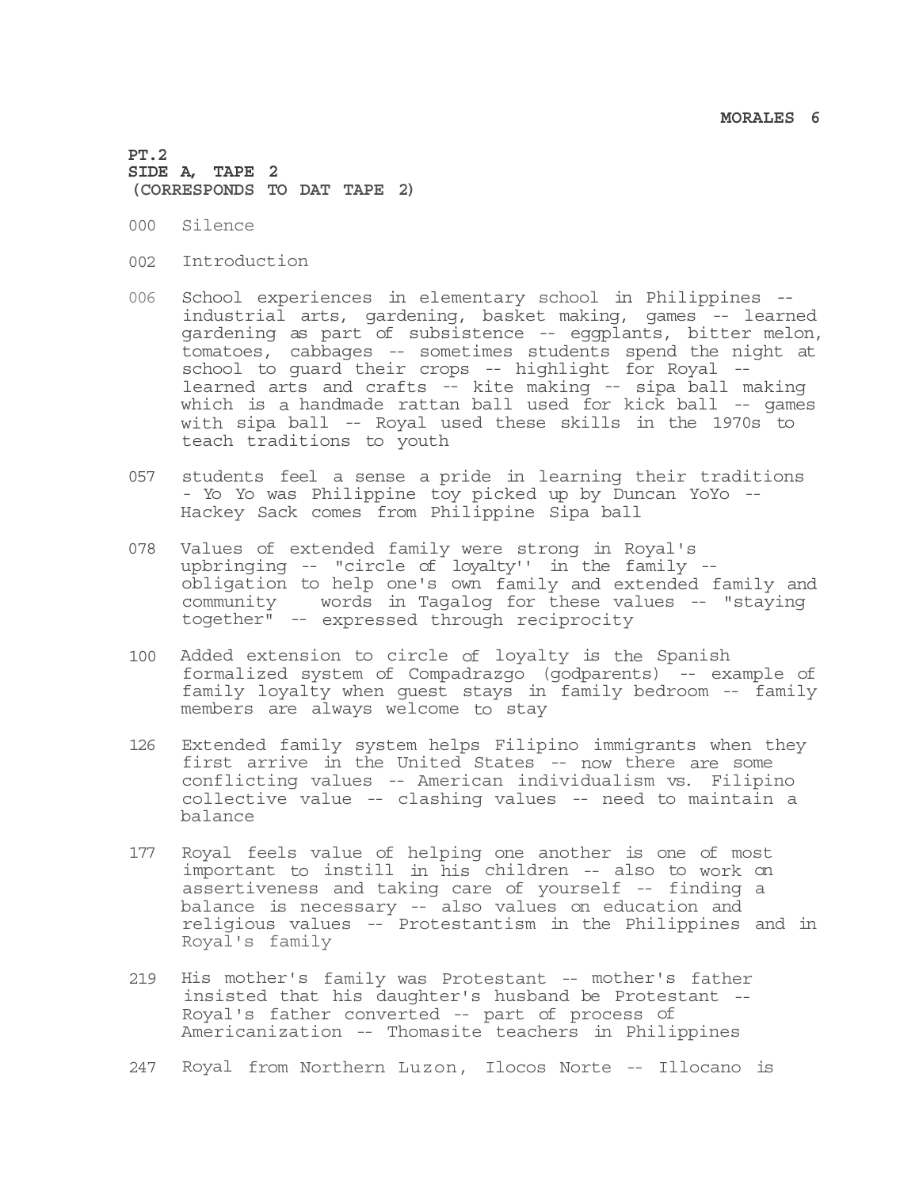**PT.2**
**SIDE A, TAPE 2**
**(CORRESPONDS TO DAT TAPE 2)**

000 Silence

002 Introduction

006 School experiences in elementary school in Philippines -- industrial arts, gardening, basket making, games -- learned gardening as part of subsistence -- eggplants, bitter melon, tomatoes, cabbages -- sometimes students spend the night at school to guard their crops -- highlight for Royal -- learned arts and crafts -- kite making -- sipa ball making which is a handmade rattan ball used for kick ball -- games with sipa ball -- Royal used these skills in the 1970s to teach traditions to youth

057 students feel a sense a pride in learning their traditions - Yo Yo was Philippine toy picked up by Duncan YoYo -- Hackey Sack comes from Philippine Sipa ball

078 Values of extended family were strong in Royal's upbringing -- "circle of loyalty'' in the family -- obligation to help one's own family and extended family and community words in Tagalog for these values -- "staying together" -- expressed through reciprocity

100 Added extension to circle of loyalty is the Spanish formalized system of Compadrazgo (godparents) -- example of family loyalty when guest stays in family bedroom -- family members are always welcome to stay

126 Extended family system helps Filipino immigrants when they first arrive in the United States -- now there are some conflicting values -- American individualism vs. Filipino collective value -- clashing values -- need to maintain a balance

177 Royal feels value of helping one another is one of most important to instill in his children -- also to work on assertiveness and taking care of yourself -- finding a balance is necessary -- also values on education and religious values -- Protestantism in the Philippines and in Royal's family

219 His mother's family was Protestant -- mother's father insisted that his daughter's husband be Protestant -- Royal's father converted -- part of process of Americanization -- Thomasite teachers in Philippines

247 Royal from Northern Luzon, Ilocos Norte -- Illocano is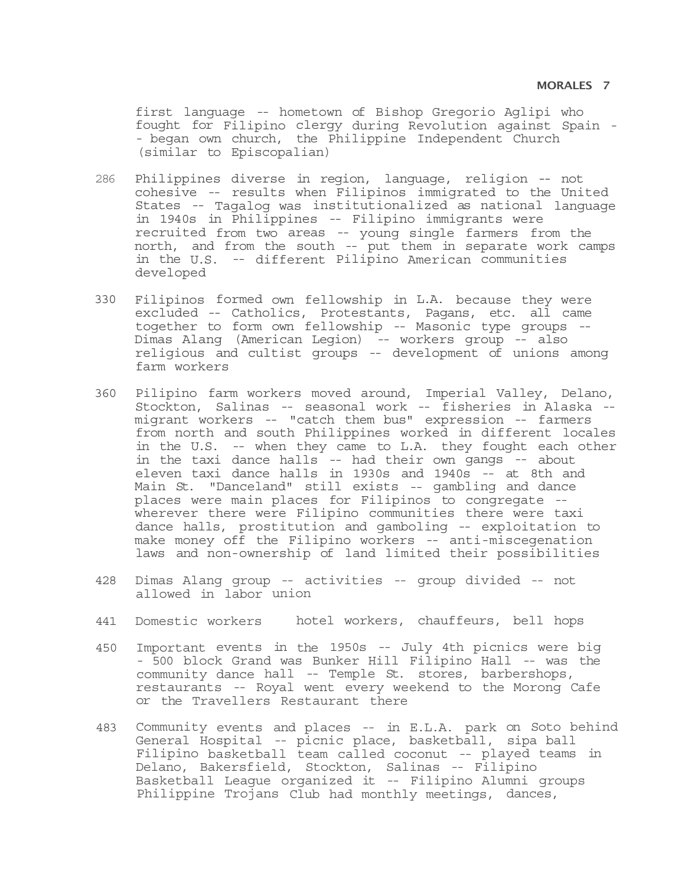first language -- hometown of Bishop Gregorio Aglipi who fought for Filipino clergy during Revolution against Spain -- began own church, the Philippine Independent Church (similar to Episcopalian)

286 Philippines diverse in region, language, religion -- not cohesive -- results when Filipinos immigrated to the United States -- Tagalog was institutionalized as national language in 1940s in Philippines -- Filipino immigrants were recruited from two areas -- young single farmers from the north, and from the south -- put them in separate work camps in the U.S. -- different Pilipino American communities developed

330 Filipinos formed own fellowship in L.A. because they were excluded -- Catholics, Protestants, Pagans, etc. all came together to form own fellowship -- Masonic type groups -- Dimas Alang (American Legion) -- workers group -- also religious and cultist groups -- development of unions among farm workers

360 Pilipino farm workers moved around, Imperial Valley, Delano, Stockton, Salinas -- seasonal work -- fisheries in Alaska -- migrant workers -- "catch them bus" expression -- farmers from north and south Philippines worked in different locales in the U.S. -- when they came to L.A. they fought each other in the taxi dance halls -- had their own gangs -- about eleven taxi dance halls in 1930s and 1940s -- at 8th and Main St. "Danceland" still exists -- gambling and dance places were main places for Filipinos to congregate -- wherever there were Filipino communities there were taxi dance halls, prostitution and gamboling -- exploitation to make money off the Filipino workers -- anti-miscegenation laws and non-ownership of land limited their possibilities

428 Dimas Alang group -- activities -- group divided -- not allowed in labor union

441 Domestic workers hotel workers, chauffeurs, bell hops

450 Important events in the 1950s -- July 4th picnics were big - 500 block Grand was Bunker Hill Filipino Hall -- was the community dance hall -- Temple St. stores, barbershops, restaurants -- Royal went every weekend to the Morong Cafe or the Travellers Restaurant there

483 Community events and places -- in E.L.A. park on Soto behind General Hospital -- picnic place, basketball, sipa ball Filipino basketball team called coconut -- played teams in Delano, Bakersfield, Stockton, Salinas -- Filipino Basketball League organized it -- Filipino Alumni groups Philippine Trojans Club had monthly meetings, dances,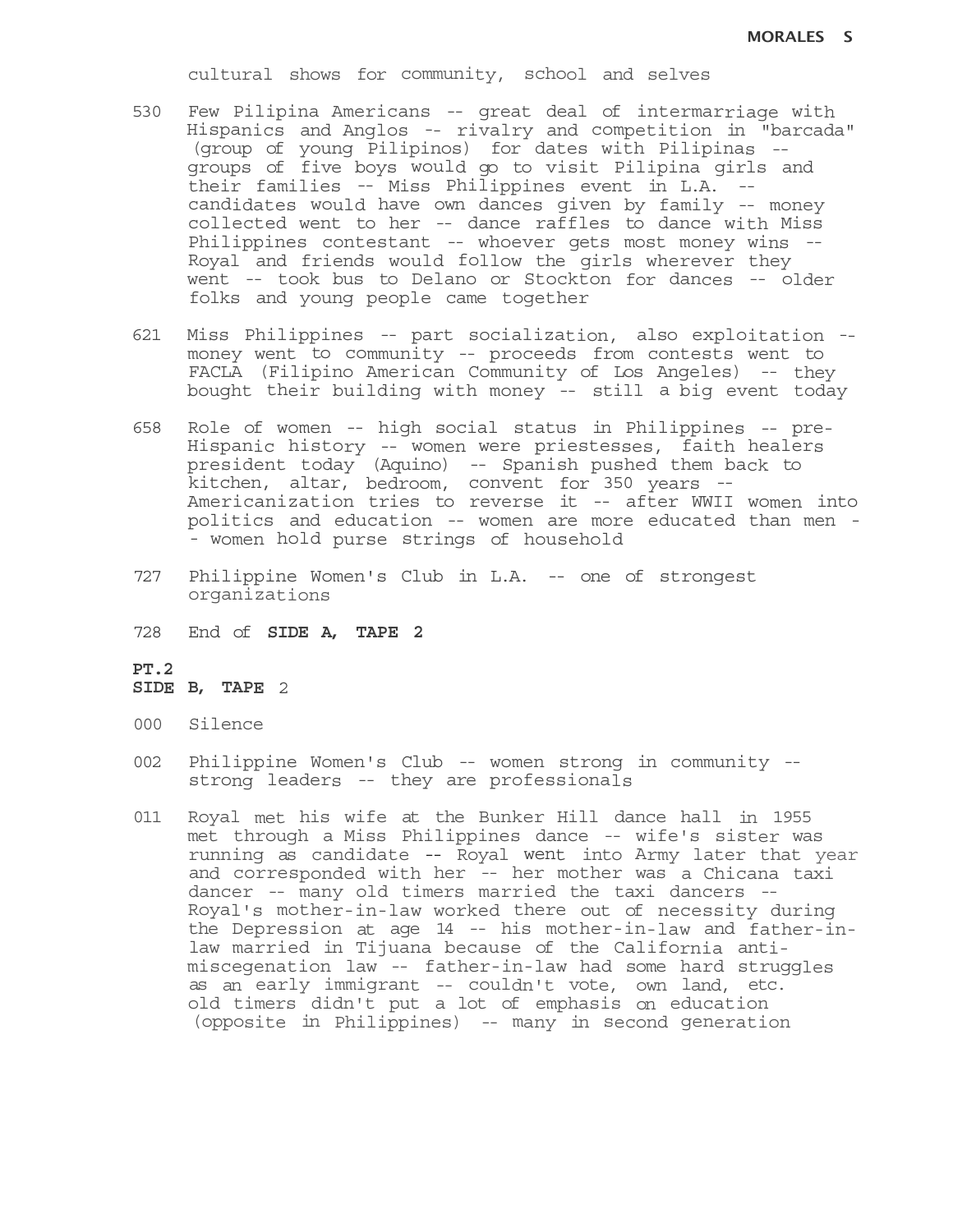cultural shows for community, school and selves

530 Few Pilipina Americans -- great deal of intermarriage with Hispanics and Anglos -- rivalry and competition in "barcada" (group of young Pilipinos) for dates with Pilipinas -- groups of five boys would go to visit Pilipina girls and their families -- Miss Philippines event in L.A. -- candidates would have own dances given by family -- money collected went to her -- dance raffles to dance with Miss Philippines contestant -- whoever gets most money wins -- Royal and friends would follow the girls wherever they went -- took bus to Delano or Stockton for dances -- older folks and young people came together

621 Miss Philippines -- part socialization, also exploitation -- money went to community -- proceeds from contests went to FACLA (Filipino American Community of Los Angeles) -- they bought their building with money -- still a big event today

658 Role of women -- high social status in Philippines -- pre-Hispanic history -- women were priestesses, faith healers president today (Aquino) -- Spanish pushed them back to kitchen, altar, bedroom, convent for 350 years -- Americanization tries to reverse it -- after WWII women into politics and education -- women are more educated than men -- women hold purse strings of household

727 Philippine Women's Club in L.A. -- one of strongest organizations

728 End of **SIDE A, TAPE 2**

**PT.2**
**SIDE B, TAPE** 2

000 Silence

002 Philippine Women's Club -- women strong in community -- strong leaders -- they are professionals

011 Royal met his wife at the Bunker Hill dance hall in 1955 met through a Miss Philippines dance -- wife's sister was running as candidate -- Royal went into Army later that year and corresponded with her -- her mother was a Chicana taxi dancer -- many old timers married the taxi dancers -- Royal's mother-in-law worked there out of necessity during the Depression at age 14 -- his mother-in-law and father-in-law married in Tijuana because of the California anti-miscegenation law -- father-in-law had some hard struggles as an early immigrant -- couldn't vote, own land, etc. old timers didn't put a lot of emphasis on education (opposite in Philippines) -- many in second generation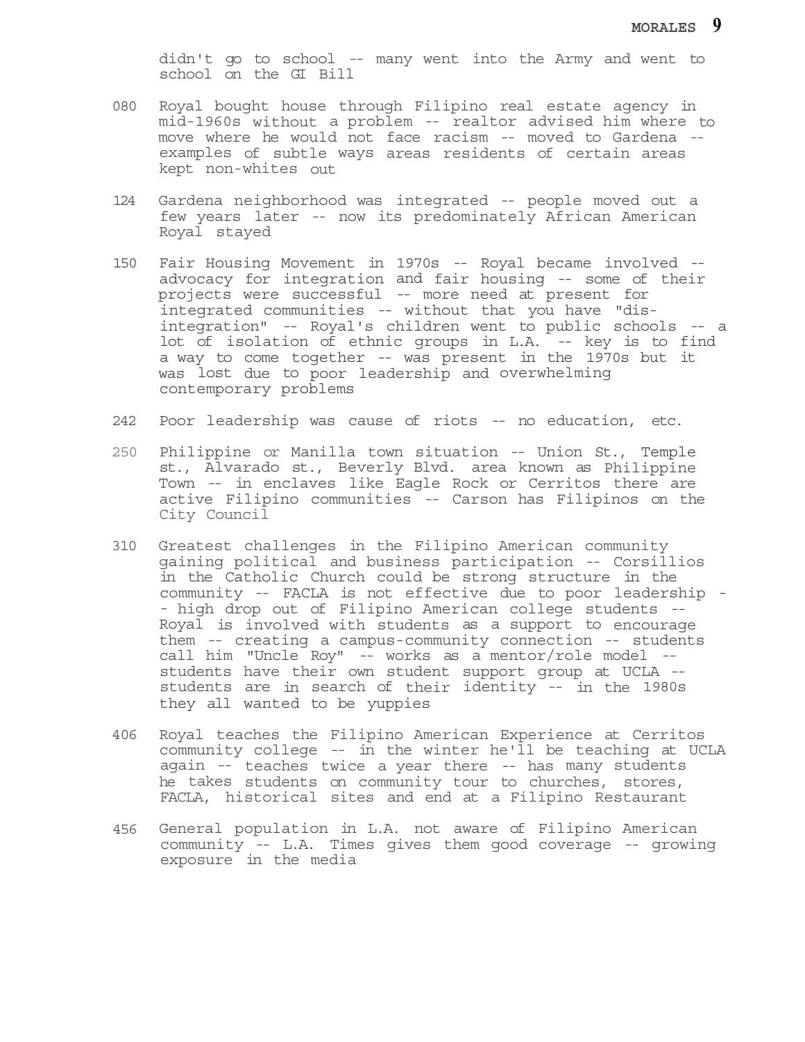didn't go to school -- many went into the Army and went to school on the GI Bill

080 Royal bought house through Filipino real estate agency in mid-1960s without a problem -- realtor advised him where to move where he would not face racism -- moved to Gardena -- examples of subtle ways areas residents of certain areas kept non-whites out

124 Gardena neighborhood was integrated -- people moved out a few years later -- now its predominately African American Royal stayed

150 Fair Housing Movement in 1970s -- Royal became involved -- advocacy for integration and fair housing -- some of their projects were successful -- more need at present for integrated communities -- without that you have "dis-integration" -- Royal's children went to public schools -- a lot of isolation of ethnic groups in L.A. -- key is to find a way to come together -- was present in the 1970s but it was lost due to poor leadership and overwhelming contemporary problems

242 Poor leadership was cause of riots -- no education, etc.

250 Philippine or Manilla town situation -- Union St., Temple st., Alvarado st., Beverly Blvd. area known as Philippine Town -- in enclaves like Eagle Rock or Cerritos there are active Filipino communities -- Carson has Filipinos on the City Council

310 Greatest challenges in the Filipino American community gaining political and business participation -- Corsillios in the Catholic Church could be strong structure in the community -- FACLA is not effective due to poor leadership -- high drop out of Filipino American college students -- Royal is involved with students as a support to encourage them -- creating a campus-community connection -- students call him "Uncle Roy" -- works as a mentor/role model -- students have their own student support group at UCLA -- students are in search of their identity -- in the 1980s they all wanted to be yuppies

406 Royal teaches the Filipino American Experience at Cerritos community college -- in the winter he'll be teaching at UCLA again -- teaches twice a year there -- has many students he takes students on community tour to churches, stores, FACLA, historical sites and end at a Filipino Restaurant

456 General population in L.A. not aware of Filipino American community -- L.A. Times gives them good coverage -- growing exposure in the media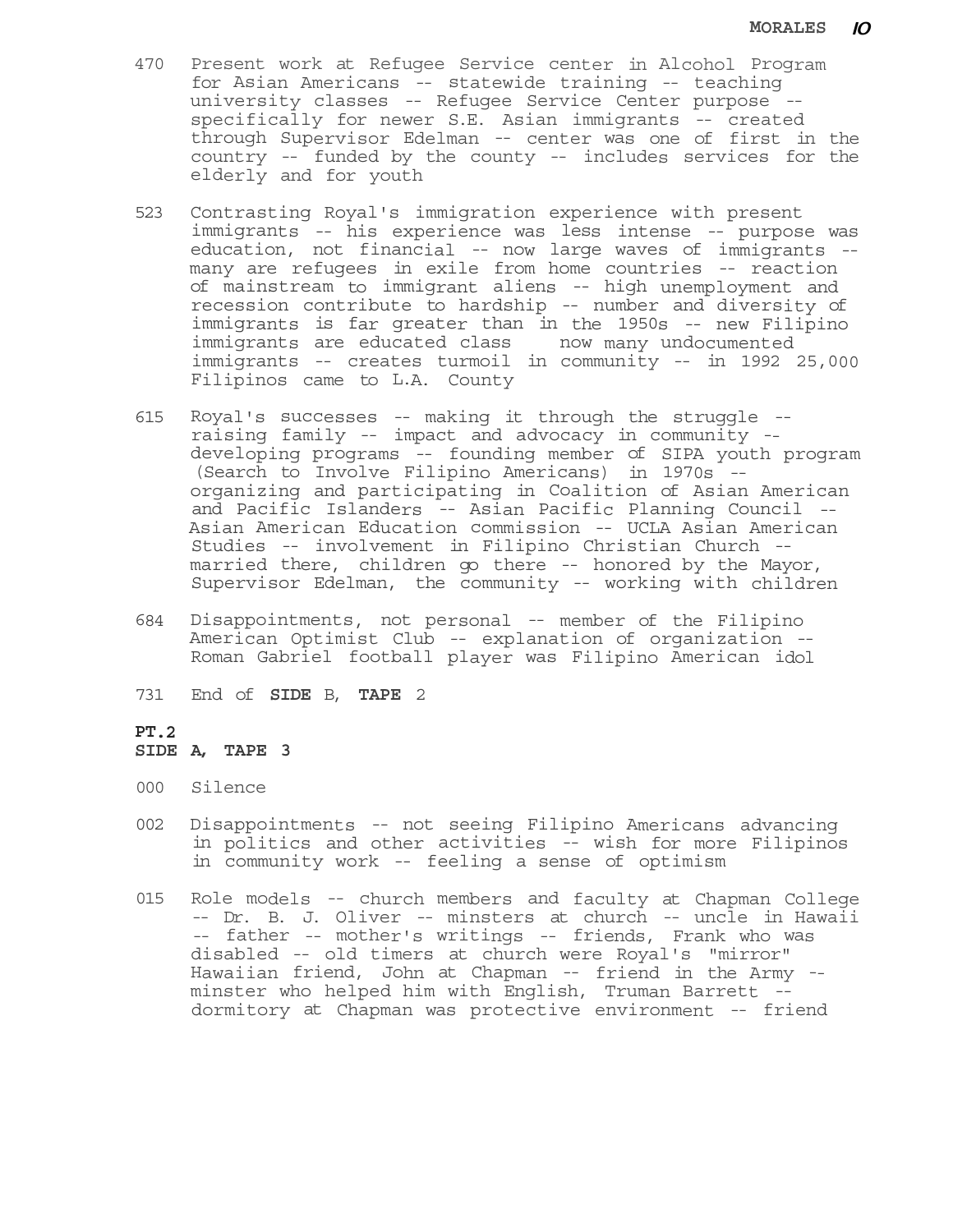470 Present work at Refugee Service center in Alcohol Program for Asian Americans -- statewide training -- teaching university classes -- Refugee Service Center purpose -- specifically for newer S.E. Asian immigrants -- created through Supervisor Edelman -- center was one of first in the country -- funded by the county -- includes services for the elderly and for youth

523 Contrasting Royal's immigration experience with present immigrants -- his experience was less intense -- purpose was education, not financial -- now large waves of immigrants -- many are refugees in exile from home countries -- reaction of mainstream to immigrant aliens -- high unemployment and recession contribute to hardship -- number and diversity of immigrants is far greater than in the 1950s -- new Filipino immigrants are educated class now many undocumented immigrants -- creates turmoil in community -- in 1992 25,000 Filipinos came to L.A. County

615 Royal's successes -- making it through the struggle -- raising family -- impact and advocacy in community -- developing programs -- founding member of SIPA youth program (Search to Involve Filipino Americans) in 1970s -- organizing and participating in Coalition of Asian American and Pacific Islanders -- Asian Pacific Planning Council -- Asian American Education commission -- UCLA Asian American Studies -- involvement in Filipino Christian Church -- married there, children go there -- honored by the Mayor, Supervisor Edelman, the community -- working with children

684 Disappointments, not personal -- member of the Filipino American Optimist Club -- explanation of organization -- Roman Gabriel football player was Filipino American idol

731 End of **SIDE** B, **TAPE** 2

**PT.2**
**SIDE A, TAPE 3**

000 Silence

002 Disappointments -- not seeing Filipino Americans advancing in politics and other activities -- wish for more Filipinos in community work -- feeling a sense of optimism

015 Role models -- church members and faculty at Chapman College -- Dr. B. J. Oliver -- minsters at church -- uncle in Hawaii -- father -- mother's writings -- friends, Frank who was disabled -- old timers at church were Royal's "mirror" Hawaiian friend, John at Chapman -- friend in the Army -- minster who helped him with English, Truman Barrett -- dormitory at Chapman was protective environment -- friend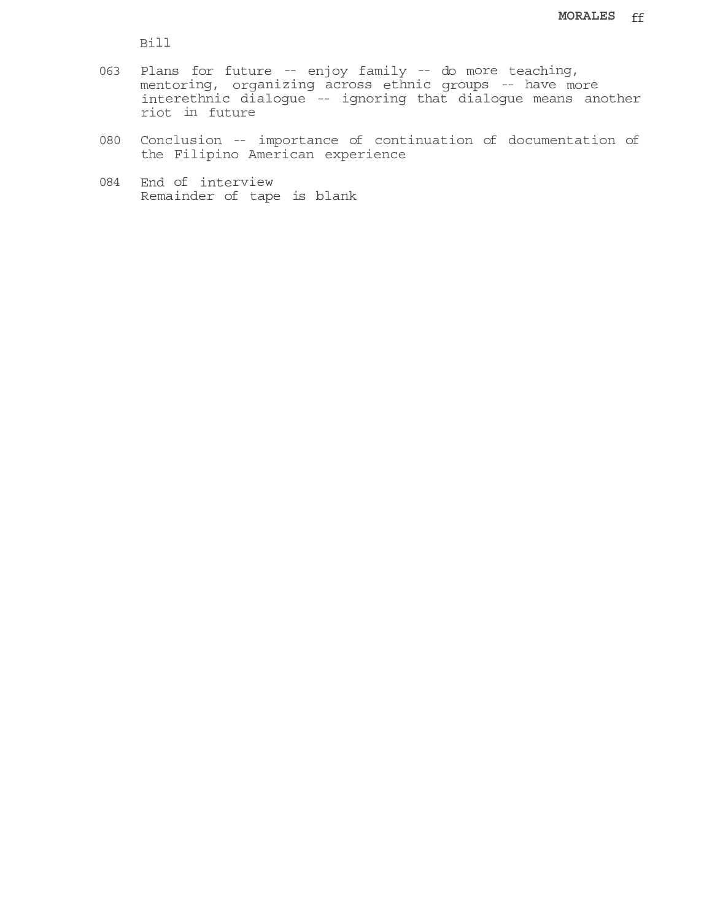Bill

063 Plans for future -- enjoy family -- do more teaching, mentoring, organizing across ethnic groups -- have more interethnic dialogue -- ignoring that dialogue means another riot in future

080 Conclusion -- importance of continuation of documentation of the Filipino American experience

084 End of interview
Remainder of tape is blank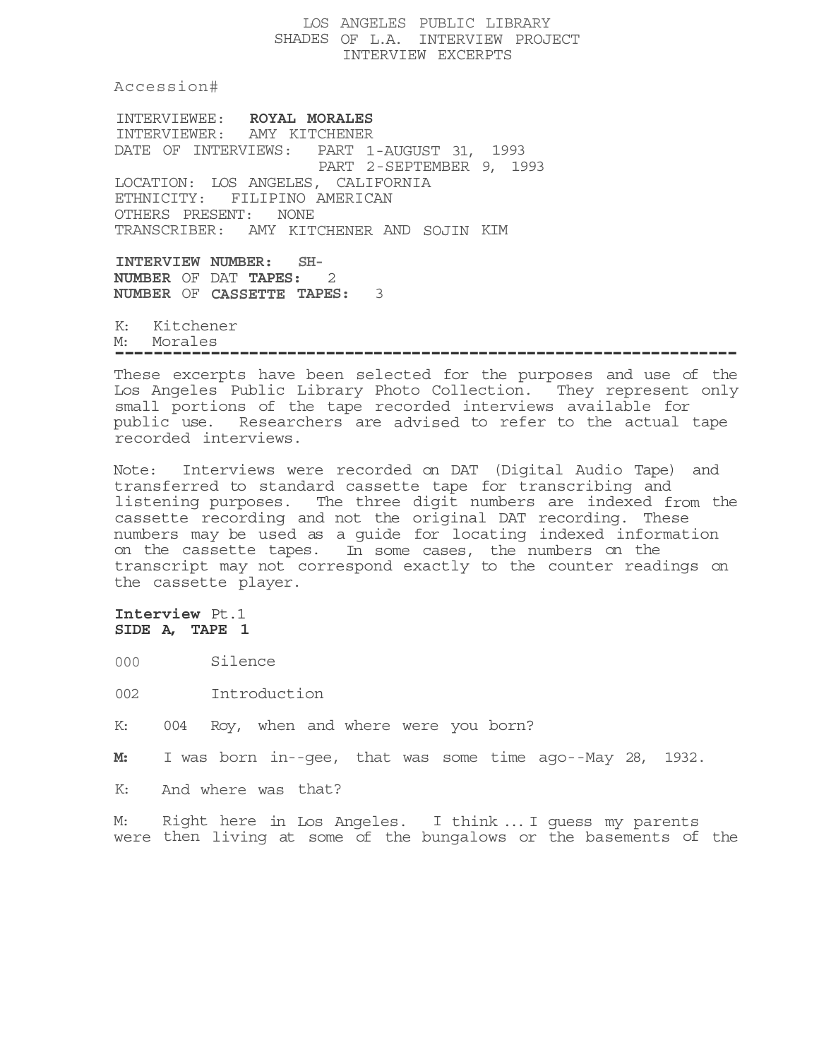LOS ANGELES PUBLIC LIBRARY
SHADES OF L.A. INTERVIEW PROJECT
INTERVIEW EXCERPTS

Accession#

INTERVIEWEE: **ROYAL MORALES**
INTERVIEWER: AMY KITCHENER
DATE OF INTERVIEWS: PART 1-AUGUST 31, 1993
PART 2-SEPTEMBER 9, 1993
LOCATION: LOS ANGELES, CALIFORNIA
ETHNICITY: FILIPINO AMERICAN
OTHERS PRESENT: NONE
TRANSCRIBER: AMY KITCHENER AND SOJIN KIM

**INTERVIEW NUMBER: SH-**
**NUMBER** OF DAT **TAPES:** 2
**NUMBER** OF **CASSETTE TAPES:** 3

K: Kitchener
M: Morales

---

These excerpts have been selected for the purposes and use of the Los Angeles Public Library Photo Collection. They represent only small portions of the tape recorded interviews available for public use. Researchers are advised to refer to the actual tape recorded interviews.

Note: Interviews were recorded on DAT (Digital Audio Tape) and transferred to standard cassette tape for transcribing and listening purposes. The three digit numbers are indexed from the cassette recording and not the original DAT recording. These numbers may be used as a guide for locating indexed information on the cassette tapes. In some cases, the numbers on the transcript may not correspond exactly to the counter readings on the cassette player.

**Interview** Pt.1
**SIDE A, TAPE 1**

000 Silence

002 Introduction

K: 004 Roy, when and where were you born?

**M:** I was born in--gee, that was some time ago--May 28, 1932.

K: And where was that?

M: Right here in Los Angeles. I think ... I guess my parents were then living at some of the bungalows or the basements of the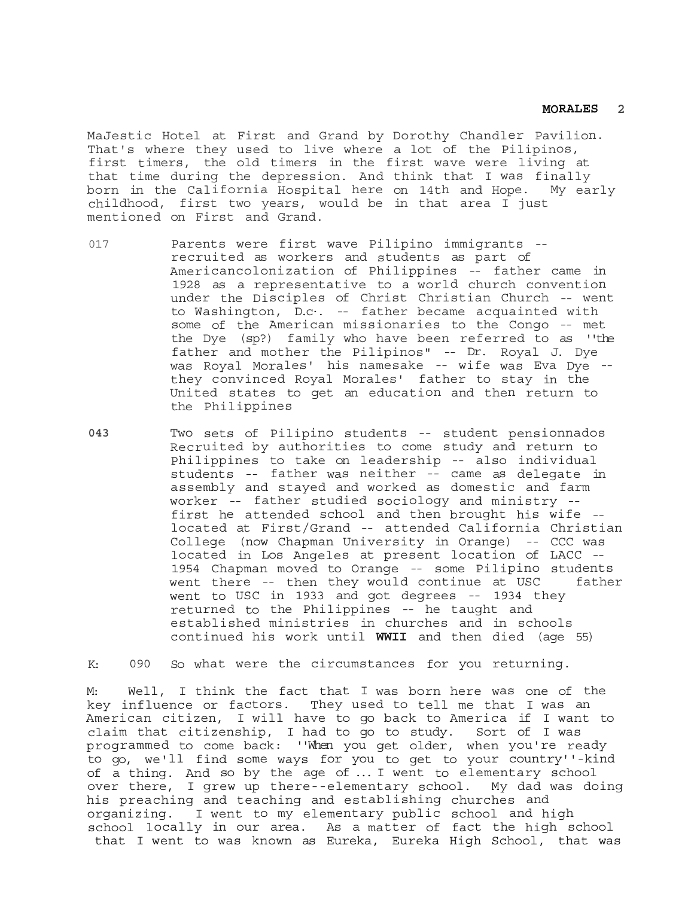MaJestic Hotel at First and Grand by Dorothy Chandler Pavilion. That's where they used to live where a lot of the Pilipinos, first timers, the old timers in the first wave were living at that time during the depression. And think that I was finally born in the California Hospital here on 14th and Hope. My early childhood, first two years, would be in that area I just mentioned on First and Grand.

017 Parents were first wave Pilipino immigrants -- recruited as workers and students as part of Americancolonization of Philippines -- father came in 1928 as a representative to a world church convention under the Disciples of Christ Christian Church -- went to Washington, D.c·. -- father became acquainted with some of the American missionaries to the Congo -- met the Dye (sp?) family who have been referred to as ''the father and mother the Pilipinos" -- Dr. Royal J. Dye was Royal Morales' his namesake -- wife was Eva Dye -- they convinced Royal Morales' father to stay in the United states to get an education and then return to the Philippines

**043** Two sets of Pilipino students -- student pensionnados Recruited by authorities to come study and return to Philippines to take on leadership -- also individual students -- father was neither -- came as delegate in assembly and stayed and worked as domestic and farm worker -- father studied sociology and ministry -- first he attended school and then brought his wife -- located at First/Grand -- attended California Christian College (now Chapman University in Orange) -- CCC was located in Los Angeles at present location of LACC -- 1954 Chapman moved to Orange -- some Pilipino students went there -- then they would continue at USC father went to USC in 1933 and got degrees -- 1934 they returned to the Philippines -- he taught and established ministries in churches and in schools continued his work until **WWII** and then died (age 55)

K: 090 So what were the circumstances for you returning.

M: Well, I think the fact that I was born here was one of the key influence or factors. They used to tell me that I was an American citizen, I will have to go back to America if I want to claim that citizenship, I had to go to study. Sort of I was programmed to come back: ''When you get older, when you're ready to go, we'll find some ways for you to get to your country''-kind of a thing. And so by the age of ... I went to elementary school over there, I grew up there--elementary school. My dad was doing his preaching and teaching and establishing churches and organizing. I went to my elementary public school and high school locally in our area. As a matter of fact the high school that I went to was known as Eureka, Eureka High School, that was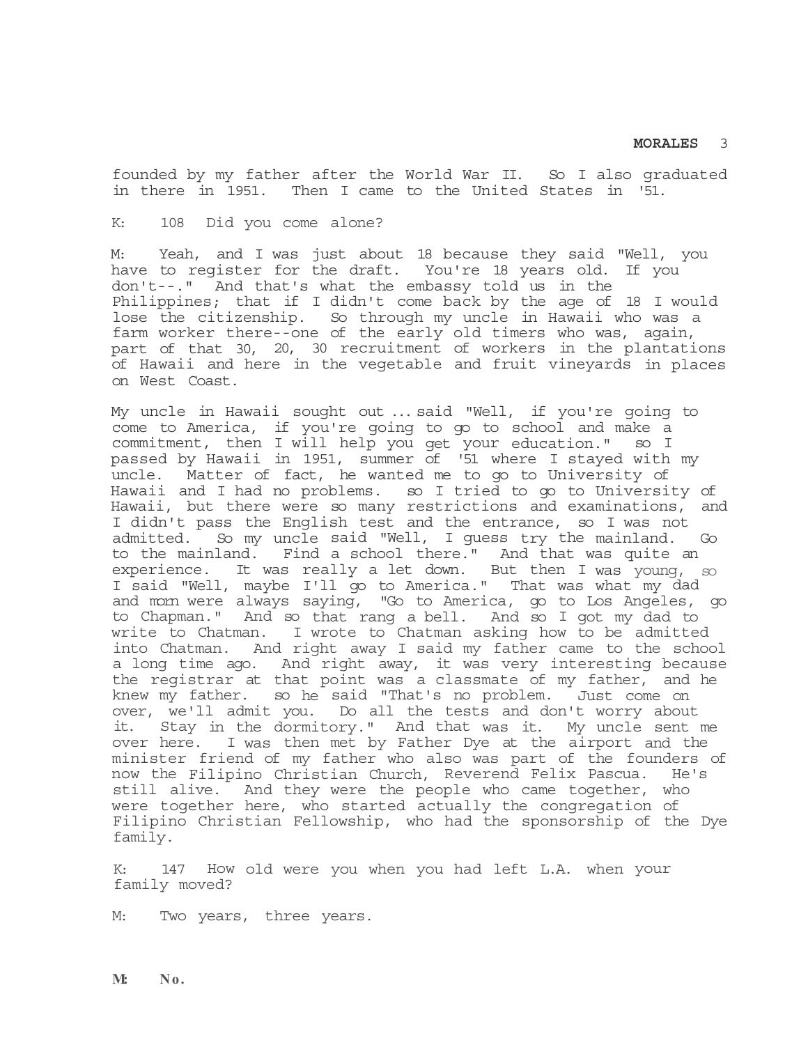founded by my father after the World War II. So I also graduated in there in 1951. Then I came to the United States in '51.

K: 108 Did you come alone?

M: Yeah, and I was just about 18 because they said "Well, you have to register for the draft. You're 18 years old. If you don't--." And that's what the embassy told us in the Philippines; that if I didn't come back by the age of 18 I would lose the citizenship. So through my uncle in Hawaii who was a farm worker there--one of the early old timers who was, again, part of that 30, 20, 30 recruitment of workers in the plantations of Hawaii and here in the vegetable and fruit vineyards in places on West Coast.

My uncle in Hawaii sought out ... said "Well, if you're going to come to America, if you're going to go to school and make a commitment, then I will help you get your education." so I passed by Hawaii in 1951, summer of '51 where I stayed with my uncle. Matter of fact, he wanted me to go to University of Hawaii and I had no problems. so I tried to go to University of Hawaii, but there were so many restrictions and examinations, and I didn't pass the English test and the entrance, so I was not admitted. So my uncle said "Well, I guess try the mainland. Go to the mainland. Find a school there." And that was quite an experience. It was really a let down. But then I was young, so I said "Well, maybe I'll go to America." That was what my dad and mom were always saying, "Go to America, go to Los Angeles, go to Chapman." And so that rang a bell. And so I got my dad to write to Chatman. I wrote to Chatman asking how to be admitted into Chatman. And right away I said my father came to the school a long time ago. And right away, it was very interesting because the registrar at that point was a classmate of my father, and he knew my father. so he said "That's no problem. Just come on over, we'll admit you. Do all the tests and don't worry about it. Stay in the dormitory." And that was it. My uncle sent me over here. I was then met by Father Dye at the airport and the minister friend of my father who also was part of the founders of now the Filipino Christian Church, Reverend Felix Pascua. He's still alive. And they were the people who came together, who were together here, who started actually the congregation of Filipino Christian Fellowship, who had the sponsorship of the Dye family.

K: 147 How old were you when you had left L.A. when your family moved?

M: Two years, three years.

**M: No.**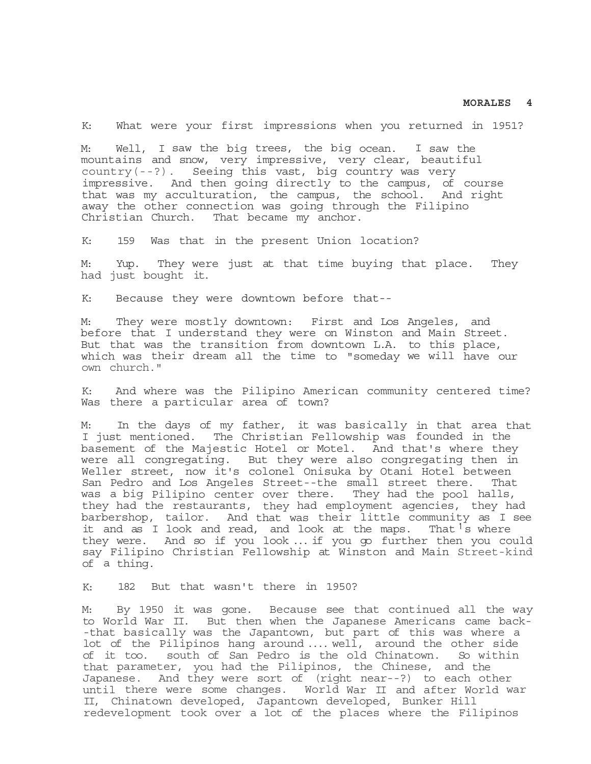K: What were your first impressions when you returned in 1951?

M: Well, I saw the big trees, the big ocean. I saw the mountains and snow, very impressive, very clear, beautiful country(--?). Seeing this vast, big country was very impressive. And then going directly to the campus, of course that was my acculturation, the campus, the school. And right away the other connection was going through the Filipino Christian Church. That became my anchor.

K: 159 Was that in the present Union location?

M: Yup. They were just at that time buying that place. They had just bought it.

K: Because they were downtown before that--

M: They were mostly downtown: First and Los Angeles, and before that I understand they were on Winston and Main Street. But that was the transition from downtown L.A. to this place, which was their dream all the time to "someday we will have our own church."

K: And where was the Pilipino American community centered time? Was there a particular area of town?

M: In the days of my father, it was basically in that area that I just mentioned. The Christian Fellowship was founded in the basement of the Majestic Hotel or Motel. And that's where they were all congregating. But they were also congregating then in Weller street, now it's colonel Onisuka by Otani Hotel between San Pedro and Los Angeles Street--the small street there. That was a big Pilipino center over there. They had the pool halls, they had the restaurants, they had employment agencies, they had barbershop, tailor. And that was their little community as I see it and as I look and read, and look at the maps. That's where they were. And so if you look ... if you go further then you could say Filipino Christian Fellowship at Winston and Main Street-kind of a thing.

K: 182 But that wasn't there in 1950?

M: By 1950 it was gone. Because see that continued all the way to World War II. But then when the Japanese Americans came back--that basically was the Japantown, but part of this was where a lot of the Pilipinos hang around .... well, around the other side of it too. south of San Pedro is the old Chinatown. So within that parameter, you had the Pilipinos, the Chinese, and the Japanese. And they were sort of (right near--?) to each other until there were some changes. World War II and after World war II, Chinatown developed, Japantown developed, Bunker Hill redevelopment took over a lot of the places where the Filipinos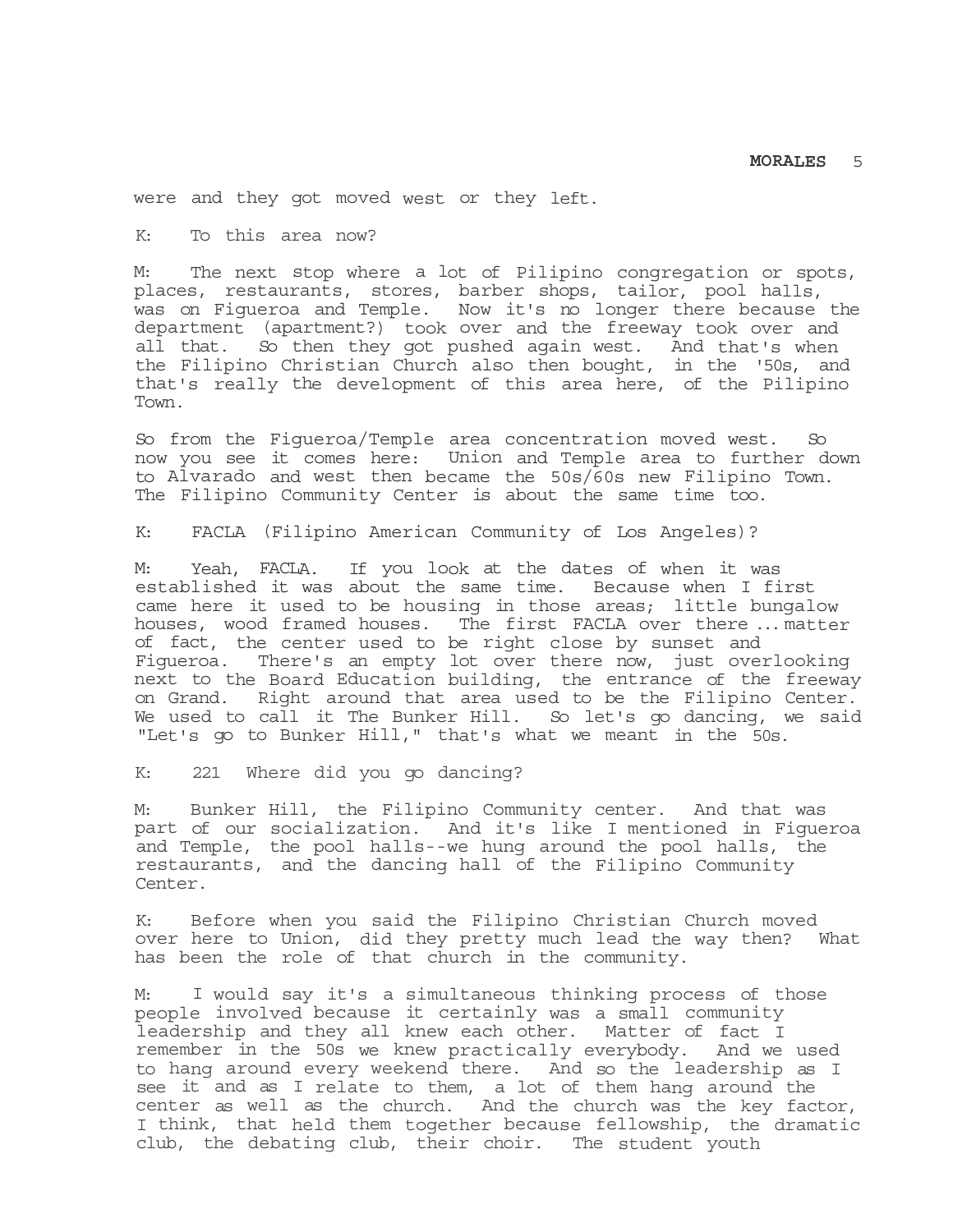were and they got moved west or they left.

K: To this area now?

M: The next stop where a lot of Pilipino congregation or spots, places, restaurants, stores, barber shops, tailor, pool halls, was on Figueroa and Temple. Now it's no longer there because the department (apartment?) took over and the freeway took over and all that. So then they got pushed again west. And that's when the Filipino Christian Church also then bought, in the '50s, and that's really the development of this area here, of the Pilipino Town.

So from the Figueroa/Temple area concentration moved west. So now you see it comes here: Union and Temple area to further down to Alvarado and west then became the 50s/60s new Filipino Town. The Filipino Community Center is about the same time too.

K: FACLA (Filipino American Community of Los Angeles)?

M: Yeah, FACLA. If you look at the dates of when it was established it was about the same time. Because when I first came here it used to be housing in those areas; little bungalow houses, wood framed houses. The first FACLA over there ... matter of fact, the center used to be right close by sunset and Figueroa. There's an empty lot over there now, just overlooking next to the Board Education building, the entrance of the freeway on Grand. Right around that area used to be the Filipino Center. We used to call it The Bunker Hill. So let's go dancing, we said "Let's go to Bunker Hill," that's what we meant in the 50s.

K: 221 Where did you go dancing?

M: Bunker Hill, the Filipino Community center. And that was part of our socialization. And it's like I mentioned in Figueroa and Temple, the pool halls--we hung around the pool halls, the restaurants, and the dancing hall of the Filipino Community Center.

K: Before when you said the Filipino Christian Church moved over here to Union, did they pretty much lead the way then? What has been the role of that church in the community.

M: I would say it's a simultaneous thinking process of those people involved because it certainly was a small community leadership and they all knew each other. Matter of fact I remember in the 50s we knew practically everybody. And we used to hang around every weekend there. And so the leadership as I see it and as I relate to them, a lot of them hang around the center as well as the church. And the church was the key factor, I think, that held them together because fellowship, the dramatic club, the debating club, their choir. The student youth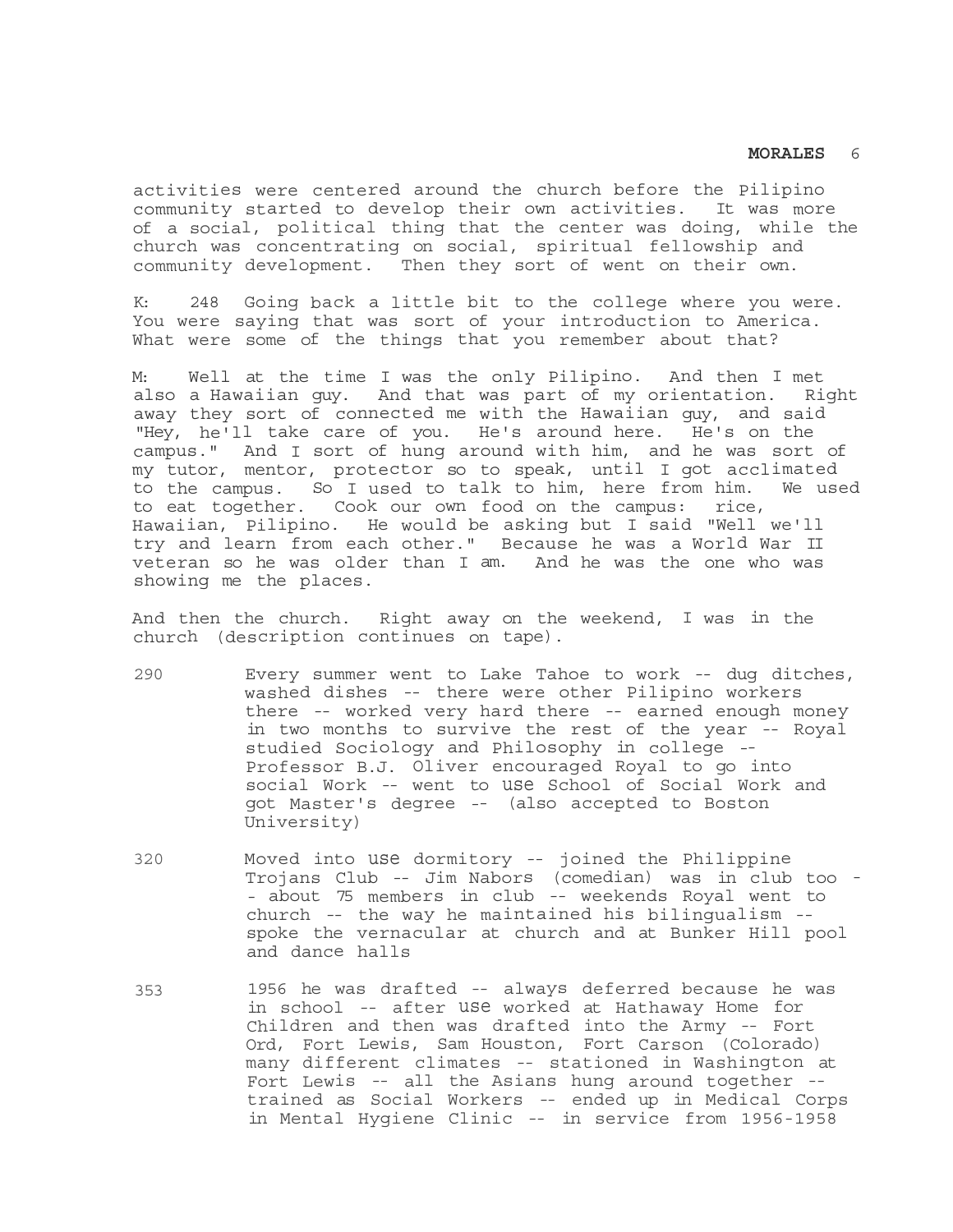activities were centered around the church before the Pilipino community started to develop their own activities. It was more of a social, political thing that the center was doing, while the church was concentrating on social, spiritual fellowship and community development. Then they sort of went on their own.

K: 248 Going back a little bit to the college where you were. You were saying that was sort of your introduction to America. What were some of the things that you remember about that?

M: Well at the time I was the only Pilipino. And then I met also a Hawaiian guy. And that was part of my orientation. Right away they sort of connected me with the Hawaiian guy, and said "Hey, he'll take care of you. He's around here. He's on the campus." And I sort of hung around with him, and he was sort of my tutor, mentor, protector so to speak, until I got acclimated to the campus. So I used to talk to him, here from him. We used to eat together. Cook our own food on the campus: rice, Hawaiian, Pilipino. He would be asking but I said "Well we'll try and learn from each other." Because he was a World War II veteran so he was older than I am. And he was the one who was showing me the places.

And then the church. Right away on the weekend, I was in the church (description continues on tape).

290 Every summer went to Lake Tahoe to work -- dug ditches, washed dishes -- there were other Pilipino workers there -- worked very hard there -- earned enough money in two months to survive the rest of the year -- Royal studied Sociology and Philosophy in college -- Professor B.J. Oliver encouraged Royal to go into social Work -- went to USC School of Social Work and got Master's degree -- (also accepted to Boston University)

320 Moved into USC dormitory -- joined the Philippine Trojans Club -- Jim Nabors (comedian) was in club too -- about 75 members in club -- weekends Royal went to church -- the way he maintained his bilingualism -- spoke the vernacular at church and at Bunker Hill pool and dance halls

353 1956 he was drafted -- always deferred because he was in school -- after USC worked at Hathaway Home for Children and then was drafted into the Army -- Fort Ord, Fort Lewis, Sam Houston, Fort Carson (Colorado) many different climates -- stationed in Washington at Fort Lewis -- all the Asians hung around together -- trained as Social Workers -- ended up in Medical Corps in Mental Hygiene Clinic -- in service from 1956-1958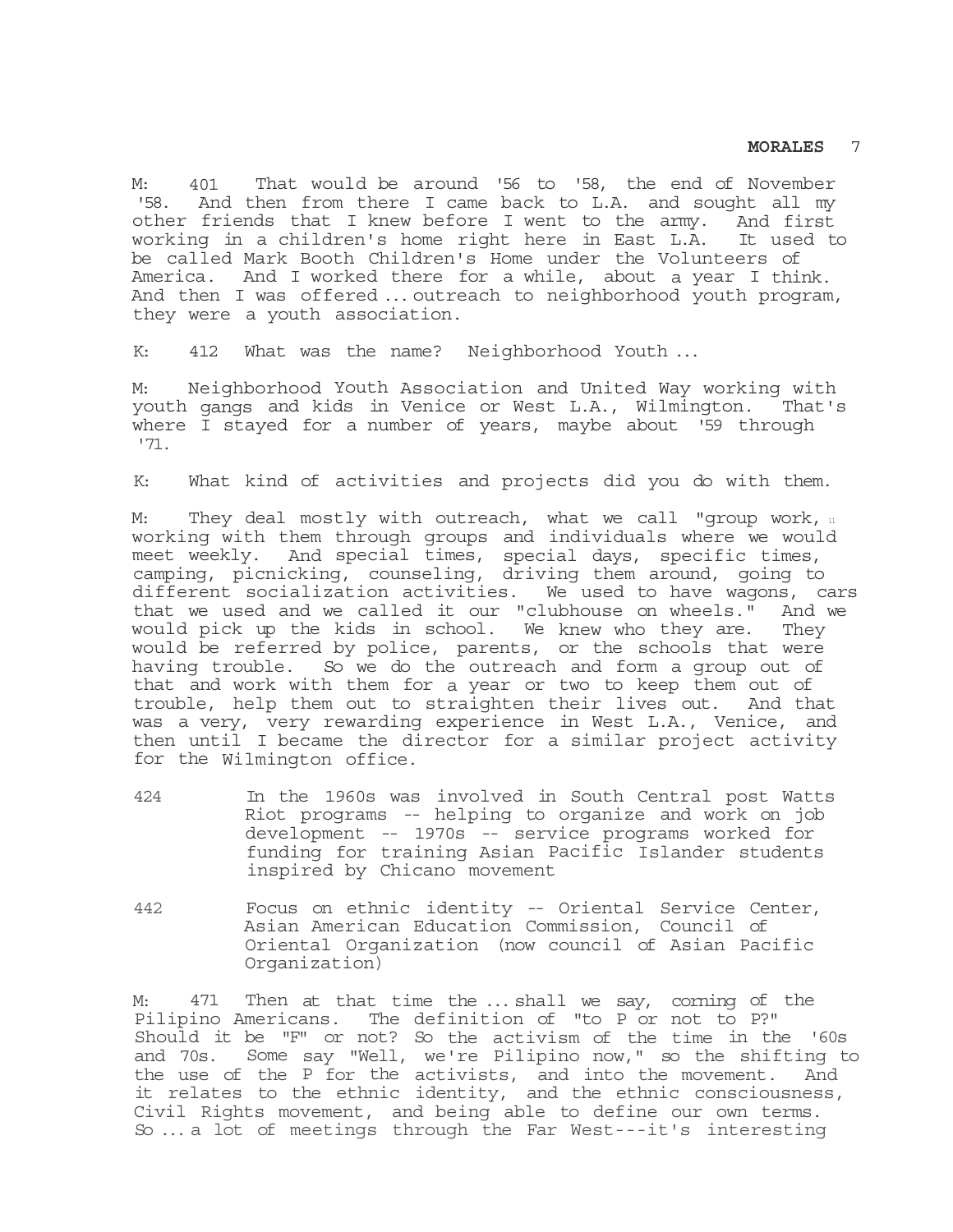M: 401 That would be around '56 to '58, the end of November '58. And then from there I came back to L.A. and sought all my other friends that I knew before I went to the army. And first working in a children's home right here in East L.A. It used to be called Mark Booth Children's Home under the Volunteers of America. And I worked there for a while, about a year I think. And then I was offered ... outreach to neighborhood youth program, they were a youth association.

K: 412 What was the name? Neighborhood Youth ...

M: Neighborhood Youth Association and United Way working with youth gangs and kids in Venice or West L.A., Wilmington. That's where I stayed for a number of years, maybe about '59 through '71.

K: What kind of activities and projects did you do with them.

M: They deal mostly with outreach, what we call "group work," working with them through groups and individuals where we would meet weekly. And special times, special days, specific times, camping, picnicking, counseling, driving them around, going to different socialization activities. We used to have wagons, cars that we used and we called it our "clubhouse on wheels." And we would pick up the kids in school. We knew who they are. They would be referred by police, parents, or the schools that were having trouble. So we do the outreach and form a group out of that and work with them for a year or two to keep them out of trouble, help them out to straighten their lives out. And that was a very, very rewarding experience in West L.A., Venice, and then until I became the director for a similar project activity for the Wilmington office.

424 In the 1960s was involved in South Central post Watts Riot programs -- helping to organize and work on job development -- 1970s -- service programs worked for funding for training Asian Pacific Islander students inspired by Chicano movement

442 Focus on ethnic identity -- Oriental Service Center, Asian American Education Commission, Council of Oriental Organization (now council of Asian Pacific Organization)

M: 471 Then at that time the ... shall we say, coming of the Pilipino Americans. The definition of "to P or not to P?" Should it be "F" or not? So the activism of the time in the '60s and 70s. Some say "Well, we're Pilipino now," so the shifting to the use of the P for the activists, and into the movement. And it relates to the ethnic identity, and the ethnic consciousness, Civil Rights movement, and being able to define our own terms. So ... a lot of meetings through the Far West---it's interesting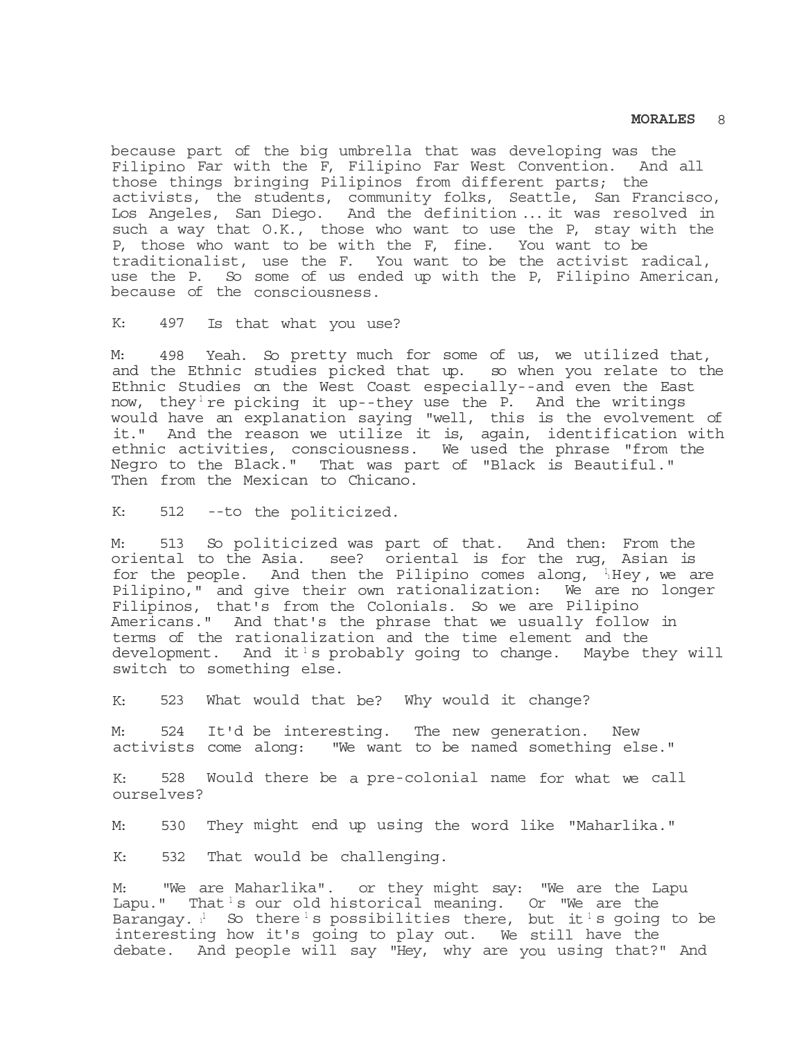because part of the big umbrella that was developing was the Filipino Far with the F, Filipino Far West Convention. And all those things bringing Pilipinos from different parts; the activists, the students, community folks, Seattle, San Francisco, Los Angeles, San Diego. And the definition ... it was resolved in such a way that O.K., those who want to use the P, stay with the P, those who want to be with the F, fine. You want to be traditionalist, use the F. You want to be the activist radical, use the P. So some of us ended up with the P, Filipino American, because of the consciousness.

K: 497 Is that what you use?

M: 498 Yeah. So pretty much for some of us, we utilized that, and the Ethnic studies picked that up. so when you relate to the Ethnic Studies on the West Coast especially--and even the East now, they're picking it up--they use the P. And the writings would have an explanation saying "well, this is the evolvement of it." And the reason we utilize it is, again, identification with ethnic activities, consciousness. We used the phrase "from the Negro to the Black." That was part of "Black is Beautiful." Then from the Mexican to Chicano.

K: 512 --to the politicized.

M: 513 So politicized was part of that. And then: From the oriental to the Asia. see? oriental is for the rug, Asian is for the people. And then the Pilipino comes along, "Hey, we are Pilipino," and give their own rationalization: We are no longer Filipinos, that's from the Colonials. So we are Pilipino Americans." And that's the phrase that we usually follow in terms of the rationalization and the time element and the development. And it's probably going to change. Maybe they will switch to something else.

K: 523 What would that be? Why would it change?

M: 524 It'd be interesting. The new generation. New activists come along: "We want to be named something else."

K: 528 Would there be a pre-colonial name for what we call ourselves?

M: 530 They might end up using the word like "Maharlika."

K: 532 That would be challenging.

M: "We are Maharlika". or they might say: "We are the Lapu Lapu." That's our old historical meaning. Or "We are the Barangay." So there's possibilities there, but it's going to be interesting how it's going to play out. We still have the debate. And people will say "Hey, why are you using that?" And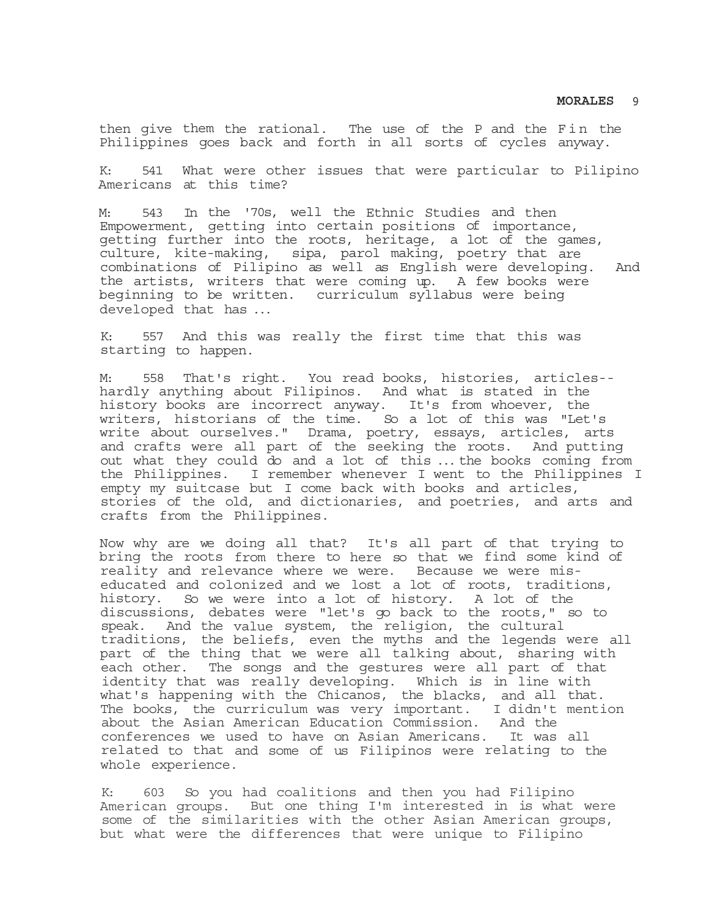then give them the rational. The use of the P and the F in the Philippines goes back and forth in all sorts of cycles anyway.

K: 541 What were other issues that were particular to Pilipino Americans at this time?

M: 543 In the '70s, well the Ethnic Studies and then Empowerment, getting into certain positions of importance, getting further into the roots, heritage, a lot of the games, culture, kite-making, sipa, parol making, poetry that are combinations of Pilipino as well as English were developing. And the artists, writers that were coming up. A few books were beginning to be written. curriculum syllabus were being developed that has ...

K: 557 And this was really the first time that this was starting to happen.

M: 558 That's right. You read books, histories, articles--hardly anything about Filipinos. And what is stated in the history books are incorrect anyway. It's from whoever, the writers, historians of the time. So a lot of this was "Let's write about ourselves." Drama, poetry, essays, articles, arts and crafts were all part of the seeking the roots. And putting out what they could do and a lot of this ... the books coming from the Philippines. I remember whenever I went to the Philippines I empty my suitcase but I come back with books and articles, stories of the old, and dictionaries, and poetries, and arts and crafts from the Philippines.

Now why are we doing all that? It's all part of that trying to bring the roots from there to here so that we find some kind of reality and relevance where we were. Because we were mis-educated and colonized and we lost a lot of roots, traditions, history. So we were into a lot of history. A lot of the discussions, debates were "let's go back to the roots," so to speak. And the value system, the religion, the cultural traditions, the beliefs, even the myths and the legends were all part of the thing that we were all talking about, sharing with each other. The songs and the gestures were all part of that identity that was really developing. Which is in line with what's happening with the Chicanos, the blacks, and all that. The books, the curriculum was very important. I didn't mention about the Asian American Education Commission. And the conferences we used to have on Asian Americans. It was all related to that and some of us Filipinos were relating to the whole experience.

K: 603 So you had coalitions and then you had Filipino American groups. But one thing I'm interested in is what were some of the similarities with the other Asian American groups, but what were the differences that were unique to Filipino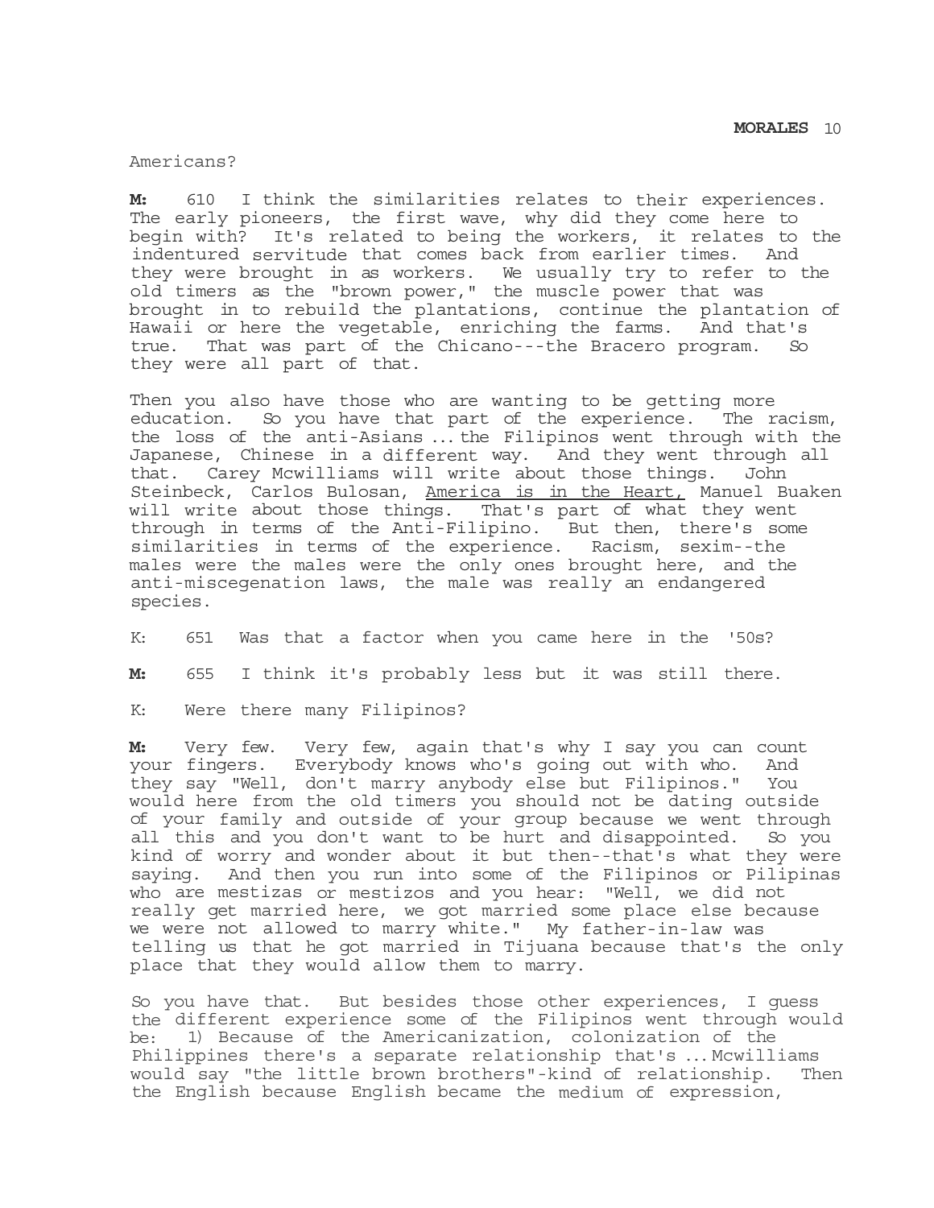Americans?

**M:** 610 I think the similarities relates to their experiences. The early pioneers, the first wave, why did they come here to begin with? It's related to being the workers, it relates to the indentured servitude that comes back from earlier times. And they were brought in as workers. We usually try to refer to the old timers as the "brown power," the muscle power that was brought in to rebuild the plantations, continue the plantation of Hawaii or here the vegetable, enriching the farms. And that's true. That was part of the Chicano---the Bracero program. So they were all part of that.

Then you also have those who are wanting to be getting more education. So you have that part of the experience. The racism, the loss of the anti-Asians ... the Filipinos went through with the Japanese, Chinese in a different way. And they went through all that. Carey Mcwilliams will write about those things. John Steinbeck, Carlos Bulosan, America is in the Heart, Manuel Buaken will write about those things. That's part of what they went through in terms of the Anti-Filipino. But then, there's some similarities in terms of the experience. Racism, sexim--the males were the males were the only ones brought here, and the anti-miscegenation laws, the male was really an endangered species.

K: 651 Was that a factor when you came here in the '50s?

**M:** 655 I think it's probably less but it was still there.

K: Were there many Filipinos?

**M:** Very few. Very few, again that's why I say you can count your fingers. Everybody knows who's going out with who. And they say "Well, don't marry anybody else but Filipinos." You would here from the old timers you should not be dating outside of your family and outside of your group because we went through all this and you don't want to be hurt and disappointed. So you kind of worry and wonder about it but then--that's what they were saying. And then you run into some of the Filipinos or Pilipinas who are mestizas or mestizos and you hear: "Well, we did not really get married here, we got married some place else because we were not allowed to marry white." My father-in-law was telling us that he got married in Tijuana because that's the only place that they would allow them to marry.

So you have that. But besides those other experiences, I guess the different experience some of the Filipinos went through would be: 1) Because of the Americanization, colonization of the Philippines there's a separate relationship that's ... Mcwilliams would say "the little brown brothers"-kind of relationship. Then the English because English became the medium of expression,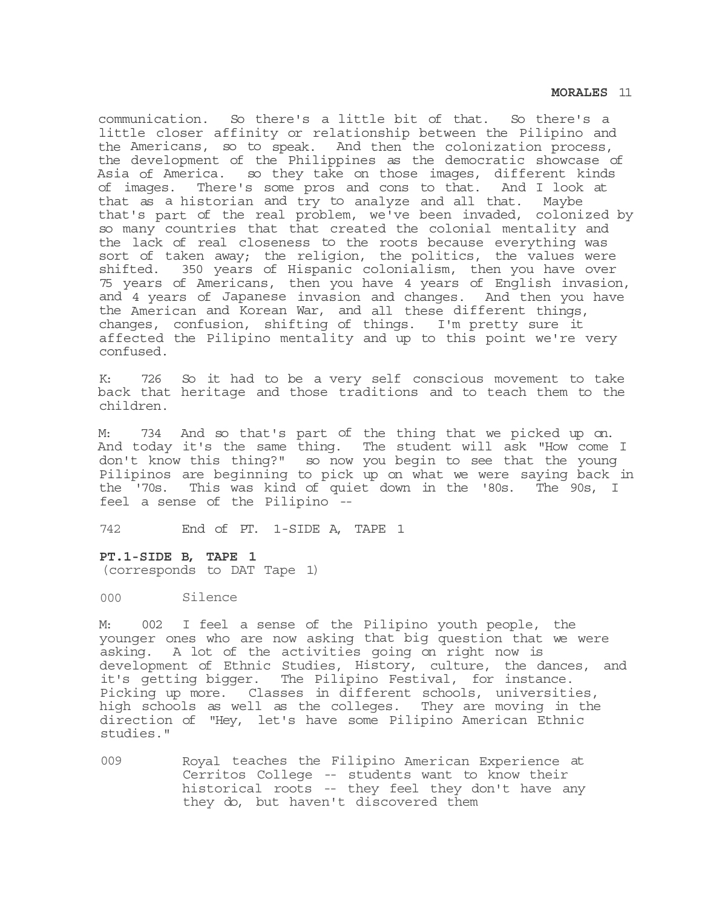communication. So there's a little bit of that. So there's a little closer affinity or relationship between the Pilipino and the Americans, so to speak. And then the colonization process, the development of the Philippines as the democratic showcase of Asia of America. so they take on those images, different kinds of images. There's some pros and cons to that. And I look at that as a historian and try to analyze and all that. Maybe that's part of the real problem, we've been invaded, colonized by so many countries that that created the colonial mentality and the lack of real closeness to the roots because everything was sort of taken away; the religion, the politics, the values were shifted. 350 years of Hispanic colonialism, then you have over 75 years of Americans, then you have 4 years of English invasion, and 4 years of Japanese invasion and changes. And then you have the American and Korean War, and all these different things, changes, confusion, shifting of things. I'm pretty sure it affected the Pilipino mentality and up to this point we're very confused.

K: 726 So it had to be a very self conscious movement to take back that heritage and those traditions and to teach them to the children.

M: 734 And so that's part of the thing that we picked up on. And today it's the same thing. The student will ask "How come I don't know this thing?" so now you begin to see that the young Pilipinos are beginning to pick up on what we were saying back in the '70s. This was kind of quiet down in the '80s. The 90s, I feel a sense of the Pilipino --

742 End of PT. 1-SIDE A, TAPE 1

**PT.1-SIDE B, TAPE 1**
(corresponds to DAT Tape 1)

000 Silence

M: 002 I feel a sense of the Pilipino youth people, the younger ones who are now asking that big question that we were asking. A lot of the activities going on right now is development of Ethnic Studies, History, culture, the dances, and it's getting bigger. The Pilipino Festival, for instance. Picking up more. Classes in different schools, universities, high schools as well as the colleges. They are moving in the direction of "Hey, let's have some Pilipino American Ethnic studies."

009 Royal teaches the Filipino American Experience at Cerritos College -- students want to know their historical roots -- they feel they don't have any they do, but haven't discovered them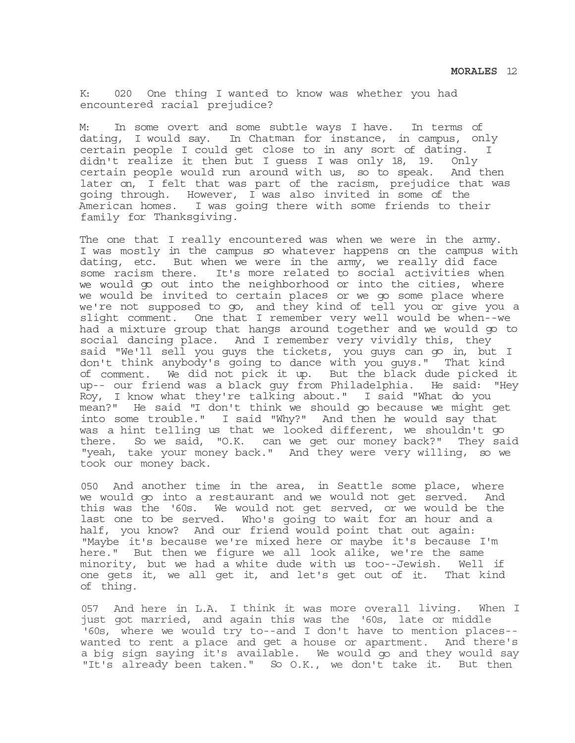K: 020 One thing I wanted to know was whether you had encountered racial prejudice?

M: In some overt and some subtle ways I have. In terms of dating, I would say. In Chatman for instance, in campus, only certain people I could get close to in any sort of dating. I didn't realize it then but I guess I was only 18, 19. Only certain people would run around with us, so to speak. And then later on, I felt that was part of the racism, prejudice that was going through. However, I was also invited in some of the American homes. I was going there with some friends to their family for Thanksgiving.

The one that I really encountered was when we were in the army. I was mostly in the campus so whatever happens on the campus with dating, etc. But when we were in the army, we really did face some racism there. It's more related to social activities when we would go out into the neighborhood or into the cities, where we would be invited to certain places or we go some place where we're not supposed to go, and they kind of tell you or give you a slight comment. One that I remember very well would be when--we had a mixture group that hangs around together and we would go to social dancing place. And I remember very vividly this, they said "We'll sell you guys the tickets, you guys can go in, but I don't think anybody's going to dance with you guys." That kind of comment. We did not pick it up. But the black dude picked it up-- our friend was a black guy from Philadelphia. He said: "Hey Roy, I know what they're talking about." I said "What do you mean?" He said "I don't think we should go because we might get into some trouble." I said "Why?" And then he would say that was a hint telling us that we looked different, we shouldn't go there. So we said, "O.K. can we get our money back?" They said "yeah, take your money back." And they were very willing, so we took our money back.

050 And another time in the area, in Seattle some place, where we would go into a restaurant and we would not get served. And this was the '60s. We would not get served, or we would be the last one to be served. Who's going to wait for an hour and a half, you know? And our friend would point that out again: "Maybe it's because we're mixed here or maybe it's because I'm here." But then we figure we all look alike, we're the same minority, but we had a white dude with us too--Jewish. Well if one gets it, we all get it, and let's get out of it. That kind of thing.

057 And here in L.A. I think it was more overall living. When I just got married, and again this was the '60s, late or middle '60s, where we would try to--and I don't have to mention places--wanted to rent a place and get a house or apartment. And there's a big sign saying it's available. We would go and they would say "It's already been taken." So O.K., we don't take it. But then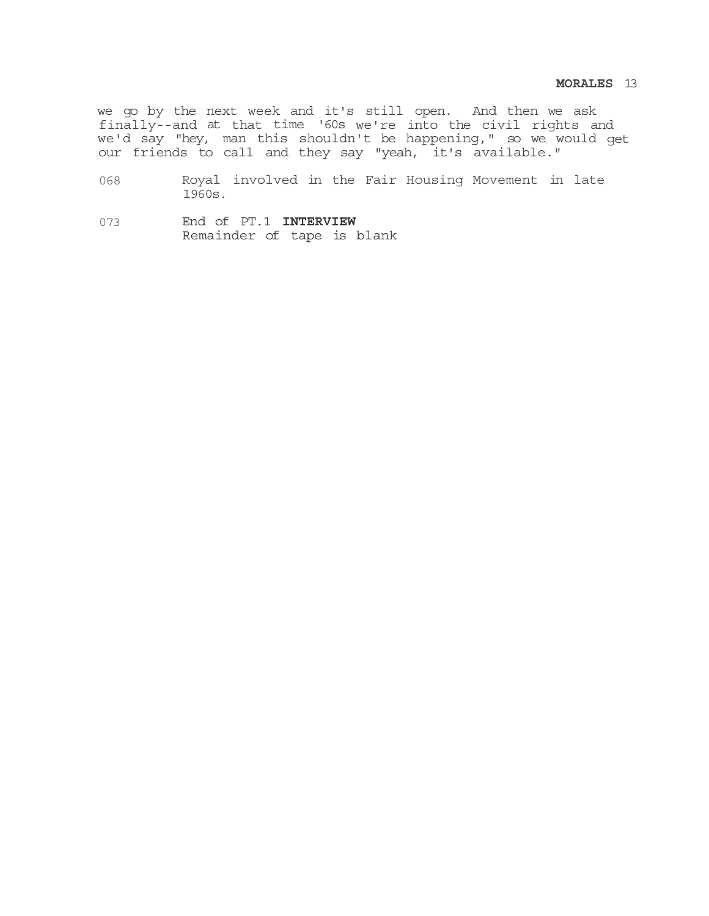we go by the next week and it's still open. And then we ask finally--and at that time '60s we're into the civil rights and we'd say "hey, man this shouldn't be happening," so we would get our friends to call and they say "yeah, it's available."

068 Royal involved in the Fair Housing Movement in late 1960s.

073 End of PT.1 **INTERVIEW**
Remainder of tape is blank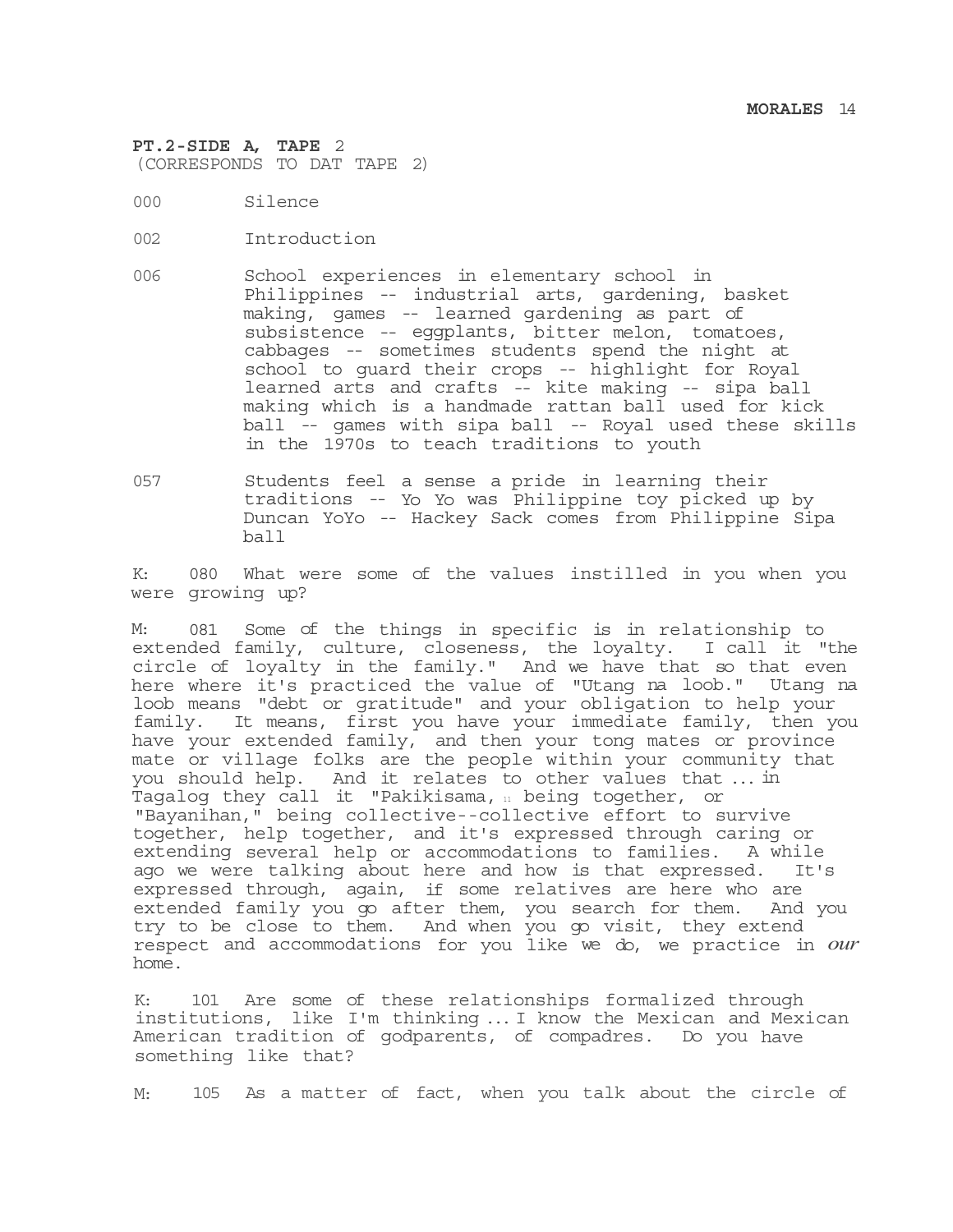**PT.2-SIDE A, TAPE** 2
(CORRESPONDS TO DAT TAPE 2)

000 Silence

002 Introduction

006 School experiences in elementary school in Philippines -- industrial arts, gardening, basket making, games -- learned gardening as part of subsistence -- eggplants, bitter melon, tomatoes, cabbages -- sometimes students spend the night at school to guard their crops -- highlight for Royal learned arts and crafts -- kite making -- sipa ball making which is a handmade rattan ball used for kick ball -- games with sipa ball -- Royal used these skills in the 1970s to teach traditions to youth

057 Students feel a sense a pride in learning their traditions -- Yo Yo was Philippine toy picked up by Duncan YoYo -- Hackey Sack comes from Philippine Sipa ball

K: 080 What were some of the values instilled in you when you were growing up?

M: 081 Some of the things in specific is in relationship to extended family, culture, closeness, the loyalty. I call it "the circle of loyalty in the family." And we have that so that even here where it's practiced the value of "Utang na loob." Utang na loob means "debt or gratitude" and your obligation to help your family. It means, first you have your immediate family, then you have your extended family, and then your tong mates or province mate or village folks are the people within your community that you should help. And it relates to other values that ... in Tagalog they call it "Pakikisama," being together, or "Bayanihan," being collective--collective effort to survive together, help together, and it's expressed through caring or extending several help or accommodations to families. A while ago we were talking about here and how is that expressed. It's expressed through, again, if some relatives are here who are extended family you go after them, you search for them. And you try to be close to them. And when you go visit, they extend respect and accommodations for you like we do, we practice in *our* home.

K: 101 Are some of these relationships formalized through institutions, like I'm thinking ... I know the Mexican and Mexican American tradition of godparents, of compadres. Do you have something like that?

M: 105 As a matter of fact, when you talk about the circle of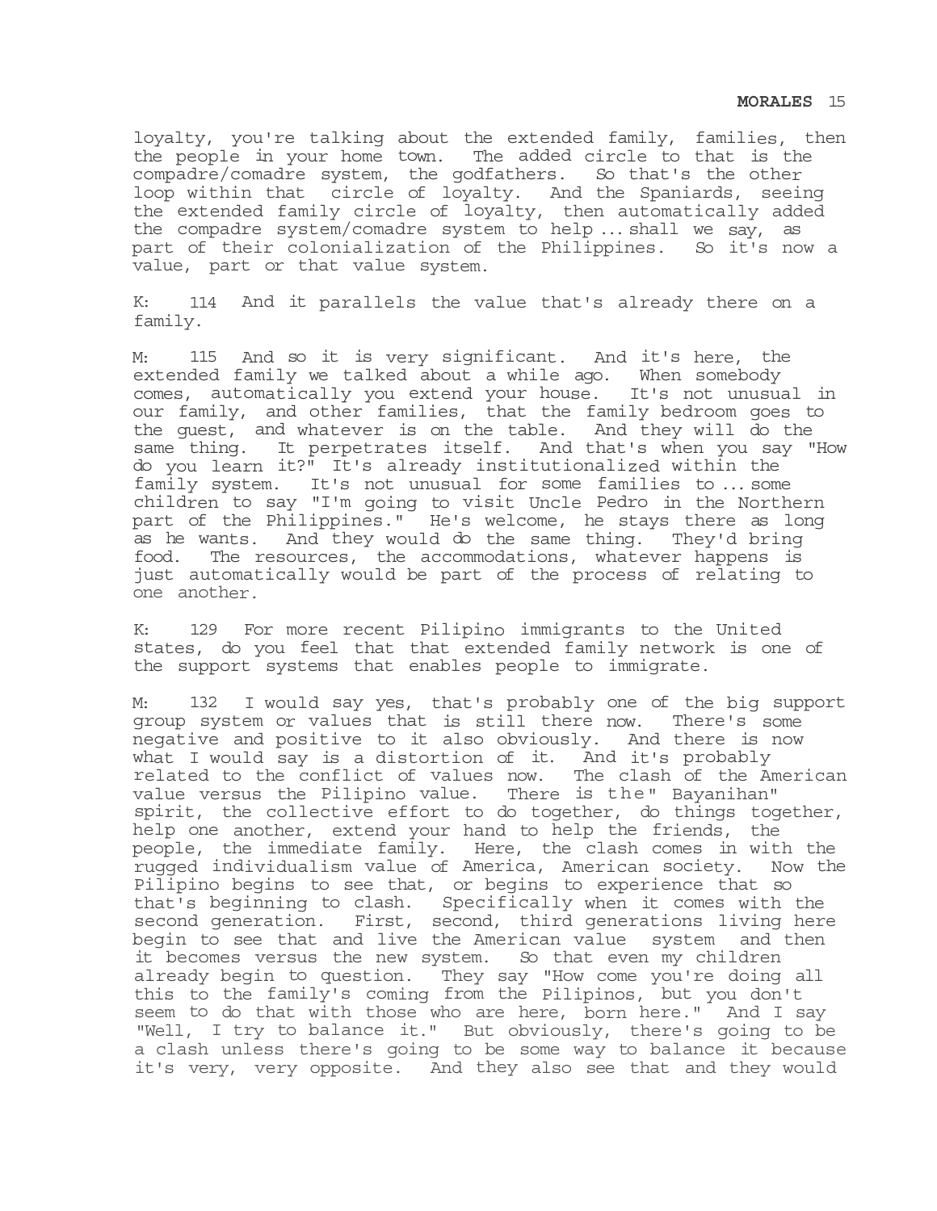loyalty, you're talking about the extended family, families, then the people in your home town. The added circle to that is the compadre/comadre system, the godfathers. So that's the other loop within that circle of loyalty. And the Spaniards, seeing the extended family circle of loyalty, then automatically added the compadre system/comadre system to help ... shall we say, as part of their colonialization of the Philippines. So it's now a value, part or that value system.

K: 114 And it parallels the value that's already there on a family.

M: 115 And so it is very significant. And it's here, the extended family we talked about a while ago. When somebody comes, automatically you extend your house. It's not unusual in our family, and other families, that the family bedroom goes to the guest, and whatever is on the table. And they will do the same thing. It perpetrates itself. And that's when you say "How do you learn it?" It's already institutionalized within the family system. It's not unusual for some families to ... some children to say "I'm going to visit Uncle Pedro in the Northern part of the Philippines." He's welcome, he stays there as long as he wants. And they would do the same thing. They'd bring food. The resources, the accommodations, whatever happens is just automatically would be part of the process of relating to one another.

K: 129 For more recent Pilipino immigrants to the United states, do you feel that that extended family network is one of the support systems that enables people to immigrate.

M: 132 I would say yes, that's probably one of the big support group system or values that is still there now. There's some negative and positive to it also obviously. And there is now what I would say is a distortion of it. And it's probably related to the conflict of values now. The clash of the American value versus the Pilipino value. There is the" Bayanihan" spirit, the collective effort to do together, do things together, help one another, extend your hand to help the friends, the people, the immediate family. Here, the clash comes in with the rugged individualism value of America, American society. Now the Pilipino begins to see that, or begins to experience that so that's beginning to clash. Specifically when it comes with the second generation. First, second, third generations living here begin to see that and live the American value system and then it becomes versus the new system. So that even my children already begin to question. They say "How come you're doing all this to the family's coming from the Pilipinos, but you don't seem to do that with those who are here, born here." And I say "Well, I try to balance it." But obviously, there's going to be a clash unless there's going to be some way to balance it because it's very, very opposite. And they also see that and they would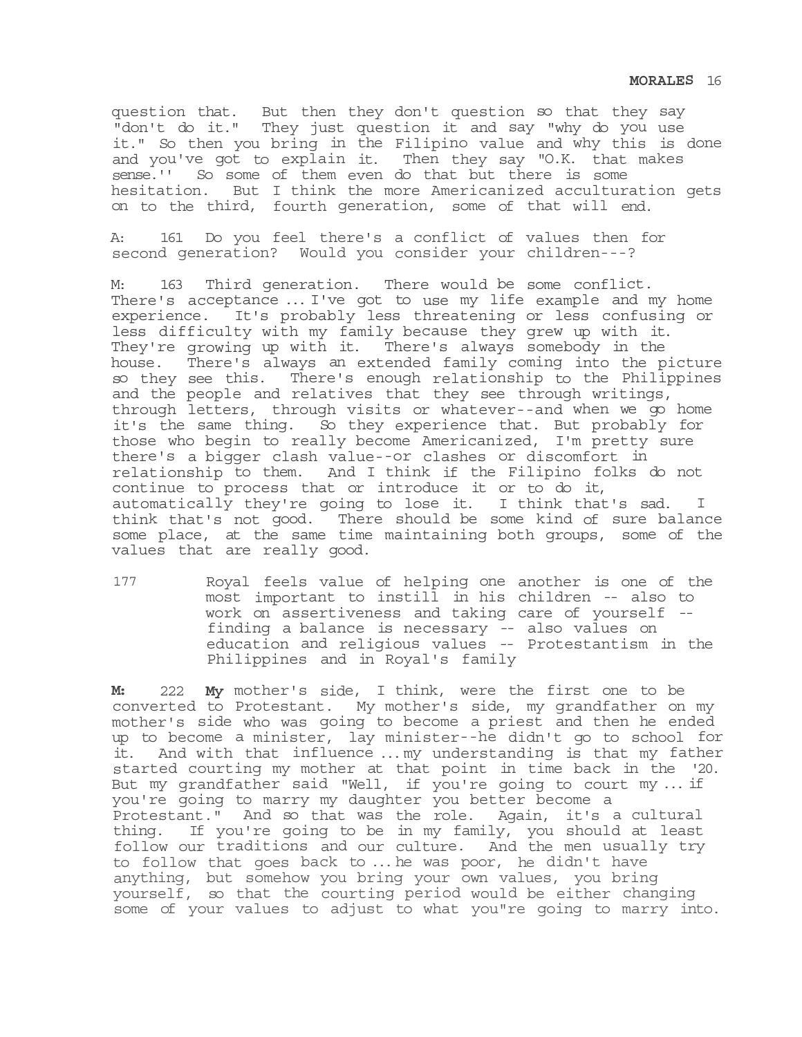question that. But then they don't question so that they say "don't do it." They just question it and say "why do you use it." So then you bring in the Filipino value and why this is done and you've got to explain it. Then they say "O.K. that makes sense.'' So some of them even do that but there is some hesitation. But I think the more Americanized acculturation gets on to the third, fourth generation, some of that will end.

A: 161 Do you feel there's a conflict of values then for second generation? Would you consider your children---?

M: 163 Third generation. There would be some conflict. There's acceptance ... I've got to use my life example and my home experience. It's probably less threatening or less confusing or less difficulty with my family because they grew up with it. They're growing up with it. There's always somebody in the house. There's always an extended family coming into the picture so they see this. There's enough relationship to the Philippines and the people and relatives that they see through writings, through letters, through visits or whatever--and when we go home it's the same thing. So they experience that. But probably for those who begin to really become Americanized, I'm pretty sure there's a bigger clash value--or clashes or discomfort in relationship to them. And I think if the Filipino folks do not continue to process that or introduce it or to do it, automatically they're going to lose it. I think that's sad. I think that's not good. There should be some kind of sure balance some place, at the same time maintaining both groups, some of the values that are really good.

177 Royal feels value of helping one another is one of the most important to instill in his children -- also to work on assertiveness and taking care of yourself -- finding a balance is necessary -- also values on education and religious values -- Protestantism in the Philippines and in Royal's family

**M:** 222 **My** mother's side, I think, were the first one to be converted to Protestant. My mother's side, my grandfather on my mother's side who was going to become a priest and then he ended up to become a minister, lay minister--he didn't go to school for it. And with that influence ... my understanding is that my father started courting my mother at that point in time back in the '20. But my grandfather said "Well, if you're going to court my ... if you're going to marry my daughter you better become a Protestant." And so that was the role. Again, it's a cultural thing. If you're going to be in my family, you should at least follow our traditions and our culture. And the men usually try to follow that goes back to ... he was poor, he didn't have anything, but somehow you bring your own values, you bring yourself, so that the courting period would be either changing some of your values to adjust to what you"re going to marry into.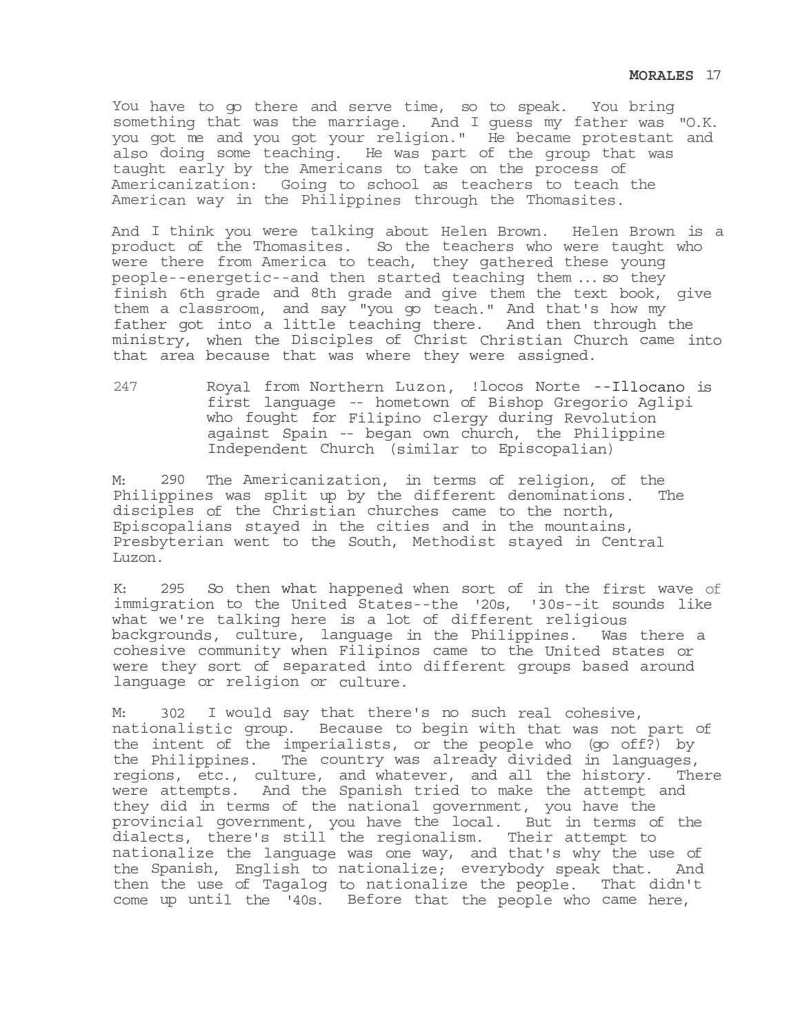You have to go there and serve time, so to speak. You bring something that was the marriage. And I guess my father was "O.K. you got me and you got your religion." He became protestant and also doing some teaching. He was part of the group that was taught early by the Americans to take on the process of Americanization: Going to school as teachers to teach the American way in the Philippines through the Thomasites.

And I think you were talking about Helen Brown. Helen Brown is a product of the Thomasites. So the teachers who were taught who were there from America to teach, they gathered these young people--energetic--and then started teaching them ... so they finish 6th grade and 8th grade and give them the text book, give them a classroom, and say "you go teach." And that's how my father got into a little teaching there. And then through the ministry, when the Disciples of Christ Christian Church came into that area because that was where they were assigned.

247 Royal from Northern Luzon, !locos Norte --Illocano is first language -- hometown of Bishop Gregorio Aglipi who fought for Filipino clergy during Revolution against Spain -- began own church, the Philippine Independent Church (similar to Episcopalian)

M: 290 The Americanization, in terms of religion, of the Philippines was split up by the different denominations. The disciples of the Christian churches came to the north, Episcopalians stayed in the cities and in the mountains, Presbyterian went to the South, Methodist stayed in Central Luzon.

K: 295 So then what happened when sort of in the first wave of immigration to the United States--the '20s, '30s--it sounds like what we're talking here is a lot of different religious backgrounds, culture, language in the Philippines. Was there a cohesive community when Filipinos came to the United states or were they sort of separated into different groups based around language or religion or culture.

M: 302 I would say that there's no such real cohesive, nationalistic group. Because to begin with that was not part of the intent of the imperialists, or the people who (go off?) by the Philippines. The country was already divided in languages, regions, etc., culture, and whatever, and all the history. There were attempts. And the Spanish tried to make the attempt and they did in terms of the national government, you have the provincial government, you have the local. But in terms of the dialects, there's still the regionalism. Their attempt to nationalize the language was one way, and that's why the use of the Spanish, English to nationalize; everybody speak that. And then the use of Tagalog to nationalize the people. That didn't come up until the '40s. Before that the people who came here,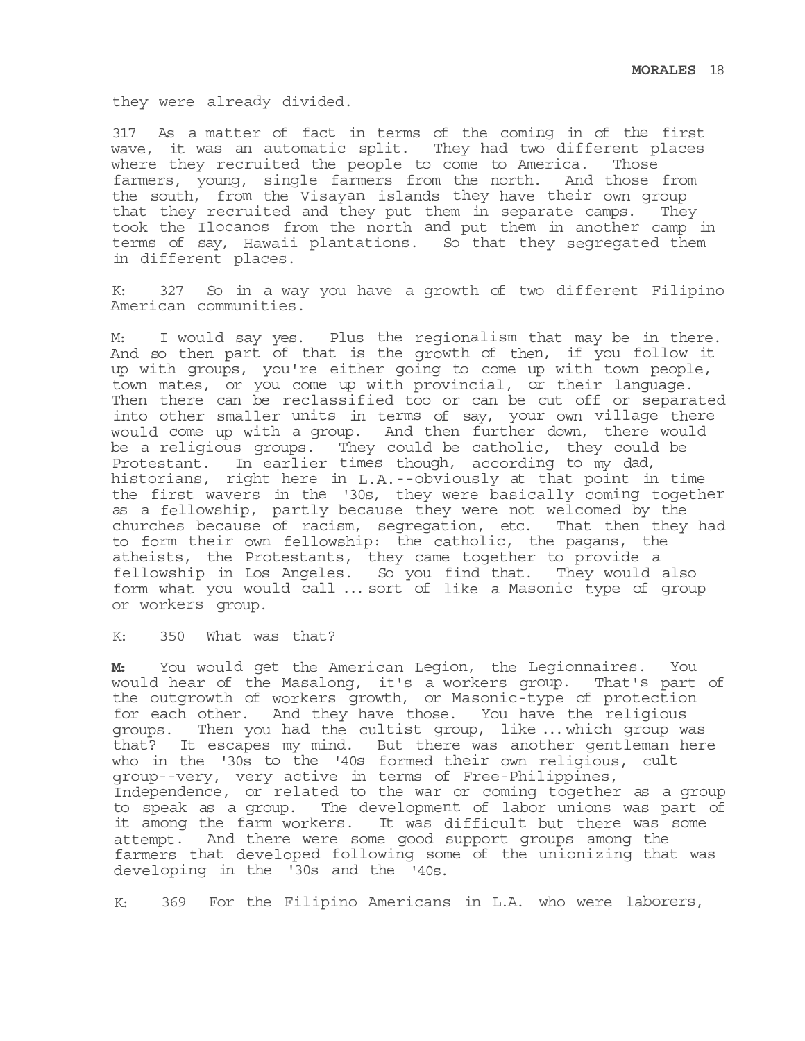they were already divided.

317 As a matter of fact in terms of the coming in of the first wave, it was an automatic split. They had two different places where they recruited the people to come to America. Those farmers, young, single farmers from the north. And those from the south, from the Visayan islands they have their own group that they recruited and they put them in separate camps. They took the Ilocanos from the north and put them in another camp in terms of say, Hawaii plantations. So that they segregated them in different places.

K: 327 So in a way you have a growth of two different Filipino American communities.

M: I would say yes. Plus the regionalism that may be in there. And so then part of that is the growth of then, if you follow it up with groups, you're either going to come up with town people, town mates, or you come up with provincial, or their language. Then there can be reclassified too or can be cut off or separated into other smaller units in terms of say, your own village there would come up with a group. And then further down, there would be a religious groups. They could be catholic, they could be Protestant. In earlier times though, according to my dad, historians, right here in L.A.--obviously at that point in time the first wavers in the '30s, they were basically coming together as a fellowship, partly because they were not welcomed by the churches because of racism, segregation, etc. That then they had to form their own fellowship: the catholic, the pagans, the atheists, the Protestants, they came together to provide a fellowship in Los Angeles. So you find that. They would also form what you would call ... sort of like a Masonic type of group or workers group.

K: 350 What was that?

**M:** You would get the American Legion, the Legionnaires. You would hear of the Masalong, it's a workers group. That's part of the outgrowth of workers growth, or Masonic-type of protection for each other. And they have those. You have the religious groups. Then you had the cultist group, like ... which group was that? It escapes my mind. But there was another gentleman here who in the '30s to the '40s formed their own religious, cult group--very, very active in terms of Free-Philippines, Independence, or related to the war or coming together as a group to speak as a group. The development of labor unions was part of it among the farm workers. It was difficult but there was some attempt. And there were some good support groups among the farmers that developed following some of the unionizing that was developing in the '30s and the '40s.

K: 369 For the Filipino Americans in L.A. who were laborers,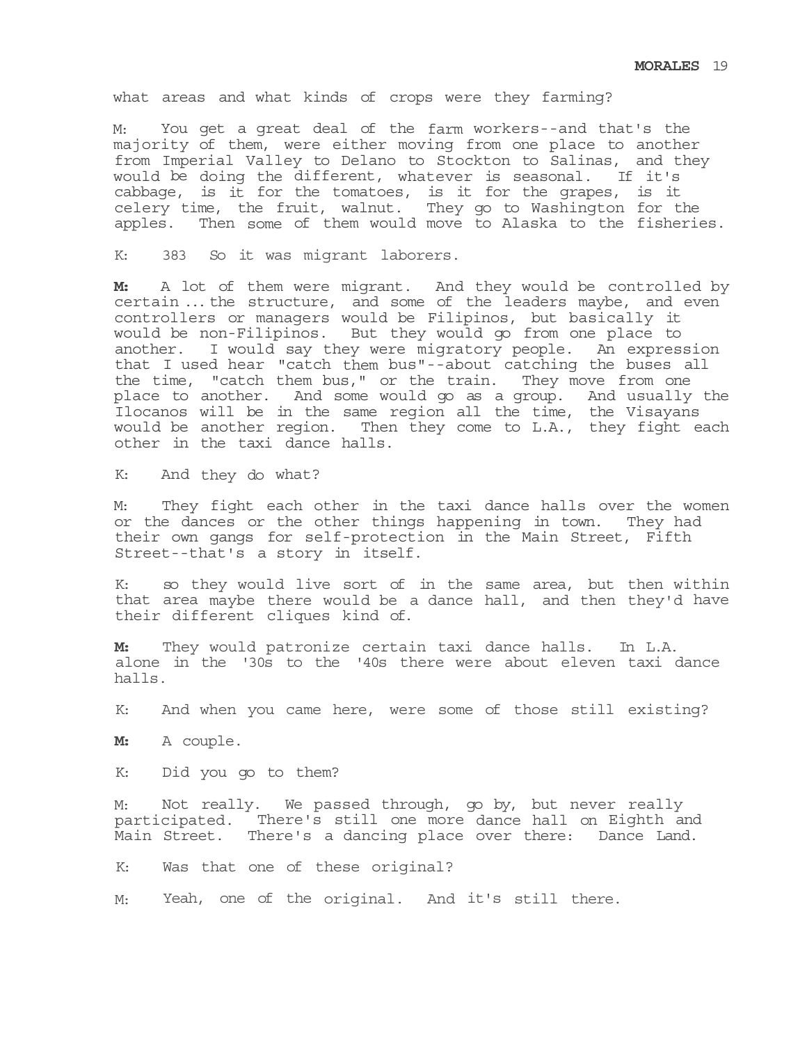what areas and what kinds of crops were they farming?

M: You get a great deal of the farm workers--and that's the majority of them, were either moving from one place to another from Imperial Valley to Delano to Stockton to Salinas, and they would be doing the different, whatever is seasonal. If it's cabbage, is it for the tomatoes, is it for the grapes, is it celery time, the fruit, walnut. They go to Washington for the apples. Then some of them would move to Alaska to the fisheries.

K: 383 So it was migrant laborers.

**M:** A lot of them were migrant. And they would be controlled by certain ... the structure, and some of the leaders maybe, and even controllers or managers would be Filipinos, but basically it would be non-Filipinos. But they would go from one place to another. I would say they were migratory people. An expression that I used hear "catch them bus"--about catching the buses all the time, "catch them bus," or the train. They move from one place to another. And some would go as a group. And usually the Ilocanos will be in the same region all the time, the Visayans would be another region. Then they come to L.A., they fight each other in the taxi dance halls.

K: And they do what?

M: They fight each other in the taxi dance halls over the women or the dances or the other things happening in town. They had their own gangs for self-protection in the Main Street, Fifth Street--that's a story in itself.

K: so they would live sort of in the same area, but then within that area maybe there would be a dance hall, and then they'd have their different cliques kind of.

**M:** They would patronize certain taxi dance halls. In L.A. alone in the '30s to the '40s there were about eleven taxi dance halls.

K: And when you came here, were some of those still existing?

**M:** A couple.

K: Did you go to them?

M: Not really. We passed through, go by, but never really participated. There's still one more dance hall on Eighth and Main Street. There's a dancing place over there: Dance Land.

K: Was that one of these original?

M: Yeah, one of the original. And it's still there.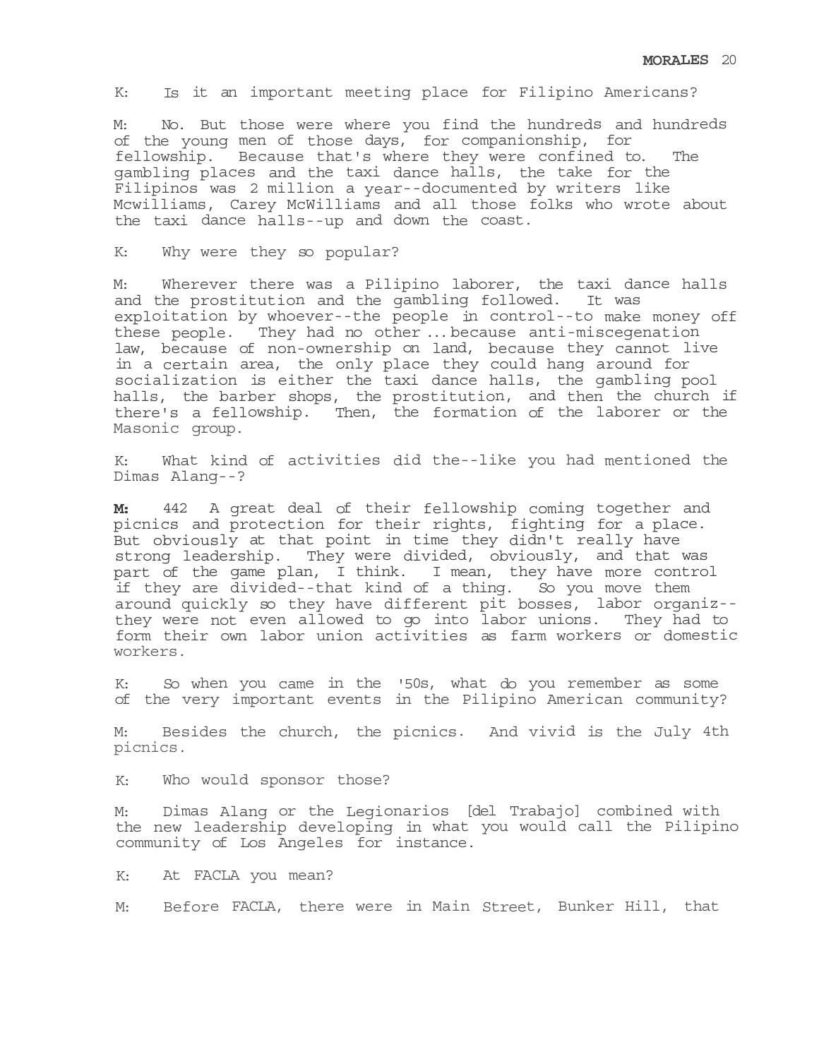K: Is it an important meeting place for Filipino Americans?

M: No. But those were where you find the hundreds and hundreds of the young men of those days, for companionship, for fellowship. Because that's where they were confined to. The gambling places and the taxi dance halls, the take for the Filipinos was 2 million a year--documented by writers like Mcwilliams, Carey McWilliams and all those folks who wrote about the taxi dance halls--up and down the coast.

K: Why were they so popular?

M: Wherever there was a Pilipino laborer, the taxi dance halls and the prostitution and the gambling followed. It was exploitation by whoever--the people in control--to make money off these people. They had no other ... because anti-miscegenation law, because of non-ownership on land, because they cannot live in a certain area, the only place they could hang around for socialization is either the taxi dance halls, the gambling pool halls, the barber shops, the prostitution, and then the church if there's a fellowship. Then, the formation of the laborer or the Masonic group.

K: What kind of activities did the--like you had mentioned the Dimas Alang--?

**M:** 442 A great deal of their fellowship coming together and picnics and protection for their rights, fighting for a place. But obviously at that point in time they didn't really have strong leadership. They were divided, obviously, and that was part of the game plan, I think. I mean, they have more control if they are divided--that kind of a thing. So you move them around quickly so they have different pit bosses, labor organiz--they were not even allowed to go into labor unions. They had to form their own labor union activities as farm workers or domestic workers.

K: So when you came in the '50s, what do you remember as some of the very important events in the Pilipino American community?

M: Besides the church, the picnics. And vivid is the July 4th picnics.

K: Who would sponsor those?

M: Dimas Alang or the Legionarios [del Trabajo] combined with the new leadership developing in what you would call the Pilipino community of Los Angeles for instance.

K: At FACLA you mean?

M: Before FACLA, there were in Main Street, Bunker Hill, that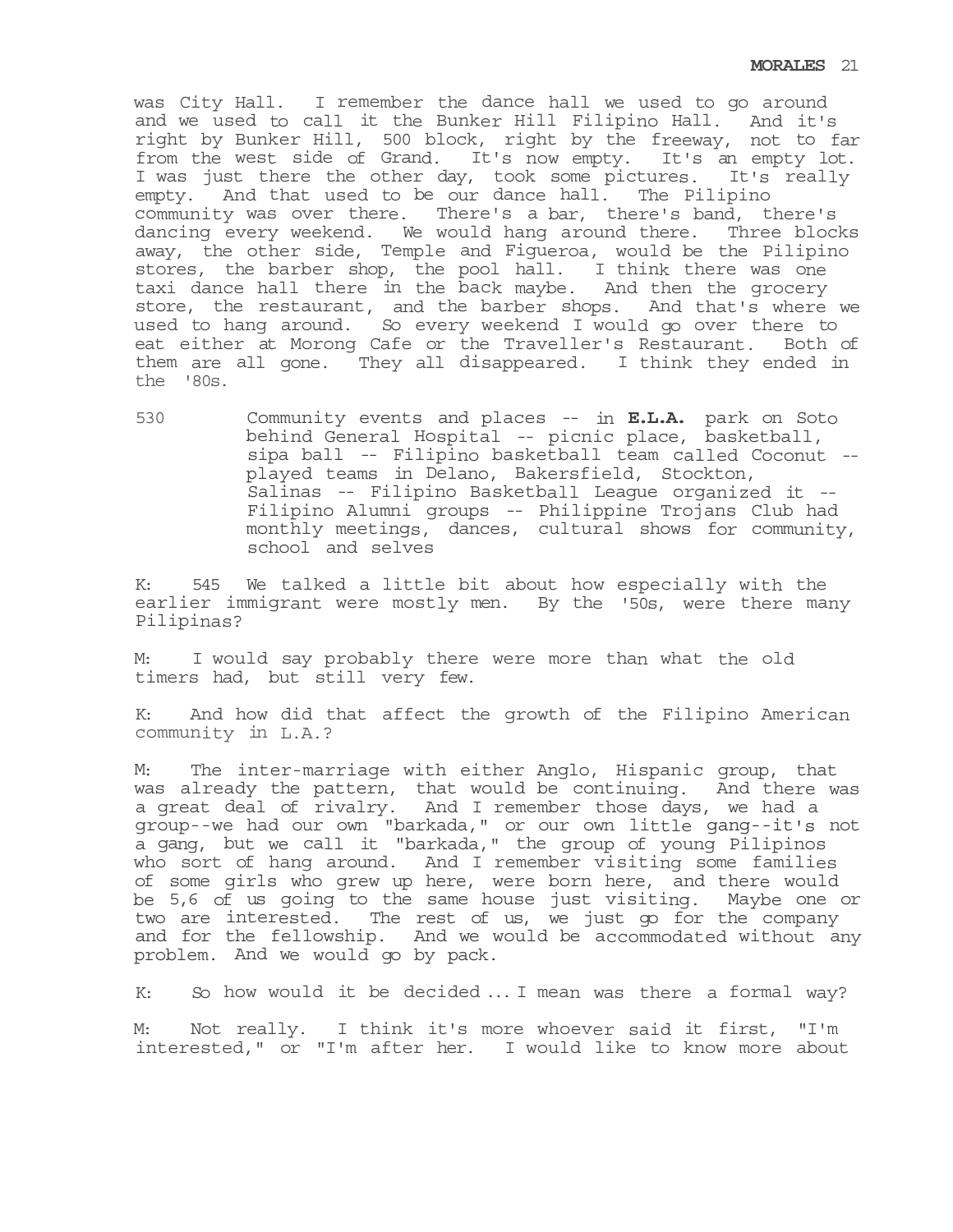was City Hall. I remember the dance hall we used to go around and we used to call it the Bunker Hill Filipino Hall. And it's right by Bunker Hill, 500 block, right by the freeway, not to far from the west side of Grand. It's now empty. It's an empty lot. I was just there the other day, took some pictures. It's really empty. And that used to be our dance hall. The Pilipino community was over there. There's a bar, there's band, there's dancing every weekend. We would hang around there. Three blocks away, the other side, Temple and Figueroa, would be the Pilipino stores, the barber shop, the pool hall. I think there was one taxi dance hall there in the back maybe. And then the grocery store, the restaurant, and the barber shops. And that's where we used to hang around. So every weekend I would go over there to eat either at Morong Cafe or the Traveller's Restaurant. Both of them are all gone. They all disappeared. I think they ended in the '80s.

530 Community events and places -- in **E.L.A.** park on Soto behind General Hospital -- picnic place, basketball, sipa ball -- Filipino basketball team called Coconut -- played teams in Delano, Bakersfield, Stockton, Salinas -- Filipino Basketball League organized it -- Filipino Alumni groups -- Philippine Trojans Club had monthly meetings, dances, cultural shows for community, school and selves

K: 545 We talked a little bit about how especially with the earlier immigrant were mostly men. By the '50s, were there many Pilipinas?

M: I would say probably there were more than what the old timers had, but still very few.

K: And how did that affect the growth of the Filipino American community in L.A.?

M: The inter-marriage with either Anglo, Hispanic group, that was already the pattern, that would be continuing. And there was a great deal of rivalry. And I remember those days, we had a group--we had our own "barkada," or our own little gang--it's not a gang, but we call it "barkada," the group of young Pilipinos who sort of hang around. And I remember visiting some families of some girls who grew up here, were born here, and there would be 5,6 of us going to the same house just visiting. Maybe one or two are interested. The rest of us, we just go for the company and for the fellowship. And we would be accommodated without any problem. And we would go by pack.

K: So how would it be decided ... I mean was there a formal way?

M: Not really. I think it's more whoever said it first, "I'm interested," or "I'm after her. I would like to know more about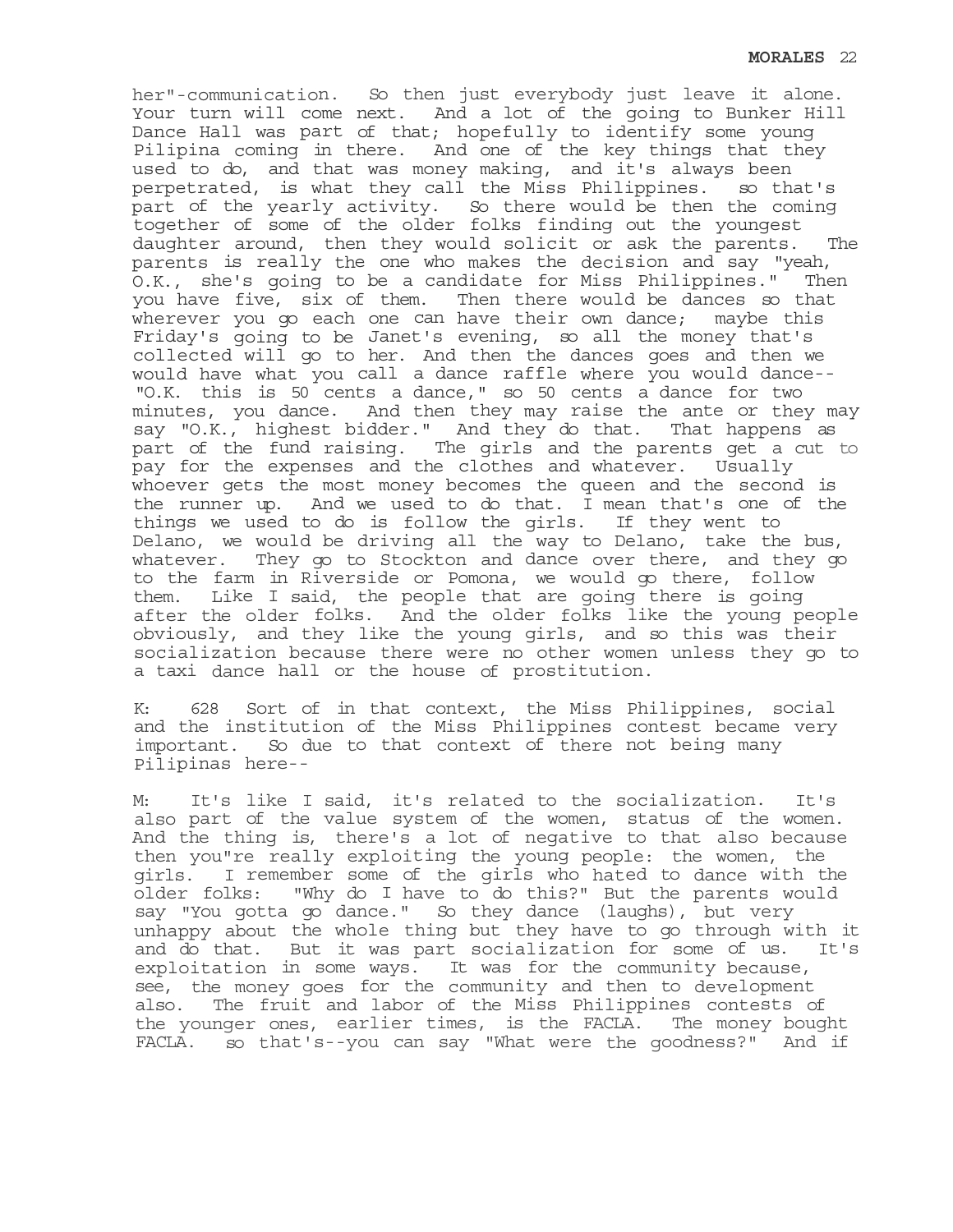her"-communication. So then just everybody just leave it alone. Your turn will come next. And a lot of the going to Bunker Hill Dance Hall was part of that; hopefully to identify some young Pilipina coming in there. And one of the key things that they used to do, and that was money making, and it's always been perpetrated, is what they call the Miss Philippines. so that's part of the yearly activity. So there would be then the coming together of some of the older folks finding out the youngest daughter around, then they would solicit or ask the parents. The parents is really the one who makes the decision and say "yeah, O.K., she's going to be a candidate for Miss Philippines." Then you have five, six of them. Then there would be dances so that wherever you go each one can have their own dance; maybe this Friday's going to be Janet's evening, so all the money that's collected will go to her. And then the dances goes and then we would have what you call a dance raffle where you would dance-- "O.K. this is 50 cents a dance," so 50 cents a dance for two minutes, you dance. And then they may raise the ante or they may say "O.K., highest bidder." And they do that. That happens as part of the fund raising. The girls and the parents get a cut to pay for the expenses and the clothes and whatever. Usually whoever gets the most money becomes the queen and the second is the runner up. And we used to do that. I mean that's one of the things we used to do is follow the girls. If they went to Delano, we would be driving all the way to Delano, take the bus, whatever. They go to Stockton and dance over there, and they go to the farm in Riverside or Pomona, we would go there, follow them. Like I said, the people that are going there is going after the older folks. And the older folks like the young people obviously, and they like the young girls, and so this was their socialization because there were no other women unless they go to a taxi dance hall or the house of prostitution.

K: 628 Sort of in that context, the Miss Philippines, social and the institution of the Miss Philippines contest became very important. So due to that context of there not being many Pilipinas here--

M: It's like I said, it's related to the socialization. It's also part of the value system of the women, status of the women. And the thing is, there's a lot of negative to that also because then you"re really exploiting the young people: the women, the girls. I remember some of the girls who hated to dance with the older folks: "Why do I have to do this?" But the parents would say "You gotta go dance." So they dance (laughs), but very unhappy about the whole thing but they have to go through with it and do that. But it was part socialization for some of us. It's exploitation in some ways. It was for the community because, see, the money goes for the community and then to development also. The fruit and labor of the Miss Philippines contests of the younger ones, earlier times, is the FACLA. The money bought FACLA. so that's--you can say "What were the goodness?" And if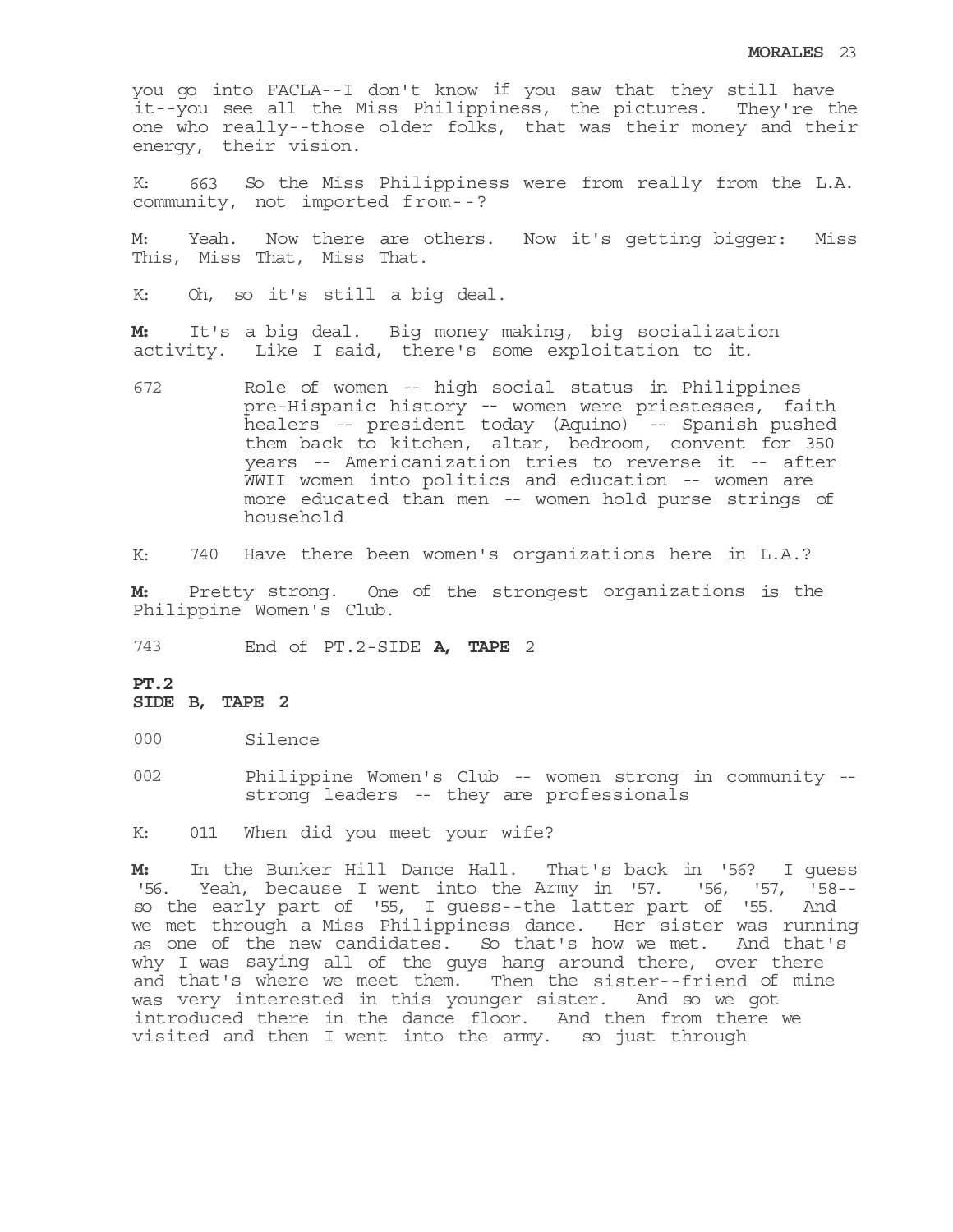you go into FACLA--I don't know if you saw that they still have it--you see all the Miss Philippiness, the pictures. They're the one who really--those older folks, that was their money and their energy, their vision.

K: 663 So the Miss Philippiness were from really from the L.A. community, not imported from--?

M: Yeah. Now there are others. Now it's getting bigger: Miss This, Miss That, Miss That.

K: Oh, so it's still a big deal.

**M:** It's a big deal. Big money making, big socialization activity. Like I said, there's some exploitation to it.

672 Role of women -- high social status in Philippines pre-Hispanic history -- women were priestesses, faith healers -- president today (Aquino) -- Spanish pushed them back to kitchen, altar, bedroom, convent for 350 years -- Americanization tries to reverse it -- after WWII women into politics and education -- women are more educated than men -- women hold purse strings of household

K: 740 Have there been women's organizations here in L.A.?

**M:** Pretty strong. One of the strongest organizations is the Philippine Women's Club.

743 End of PT.2-SIDE **A, TAPE** 2

**PT.2**
**SIDE B, TAPE 2**

000 Silence

002 Philippine Women's Club -- women strong in community -- strong leaders -- they are professionals

K: 011 When did you meet your wife?

**M:** In the Bunker Hill Dance Hall. That's back in '56? I guess '56. Yeah, because I went into the Army in '57. '56, '57, '58-- so the early part of '55, I guess--the latter part of '55. And we met through a Miss Philippiness dance. Her sister was running as one of the new candidates. So that's how we met. And that's why I was saying all of the guys hang around there, over there and that's where we meet them. Then the sister--friend of mine was very interested in this younger sister. And so we got introduced there in the dance floor. And then from there we visited and then I went into the army. so just through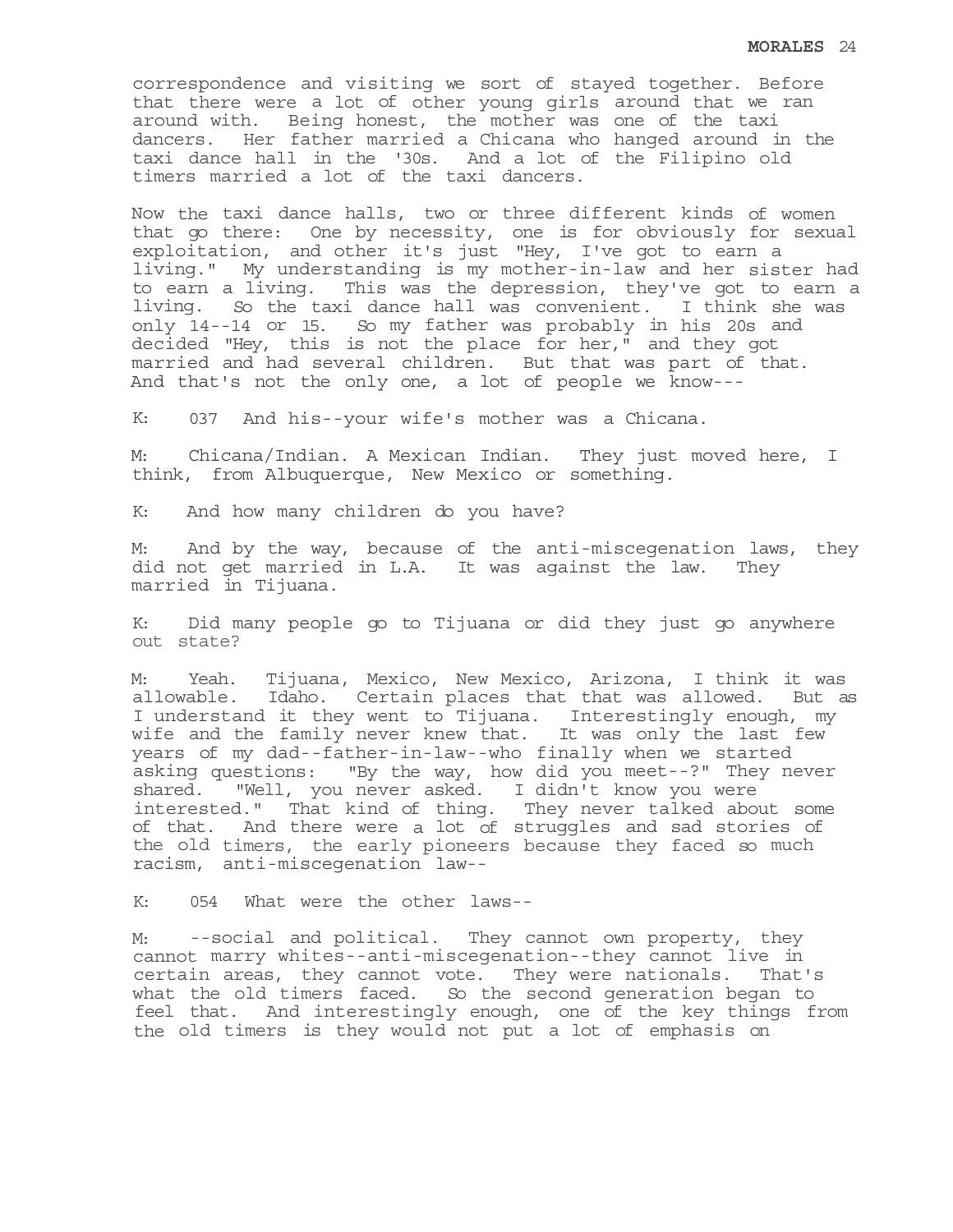correspondence and visiting we sort of stayed together. Before that there were a lot of other young girls around that we ran around with. Being honest, the mother was one of the taxi dancers. Her father married a Chicana who hanged around in the taxi dance hall in the '30s. And a lot of the Filipino old timers married a lot of the taxi dancers.

Now the taxi dance halls, two or three different kinds of women that go there: One by necessity, one is for obviously for sexual exploitation, and other it's just "Hey, I've got to earn a living." My understanding is my mother-in-law and her sister had to earn a living. This was the depression, they've got to earn a living. So the taxi dance hall was convenient. I think she was only 14--14 or 15. So my father was probably in his 20s and decided "Hey, this is not the place for her," and they got married and had several children. But that was part of that. And that's not the only one, a lot of people we know---

K: 037 And his--your wife's mother was a Chicana.

M: Chicana/Indian. A Mexican Indian. They just moved here, I think, from Albuquerque, New Mexico or something.

K: And how many children do you have?

M: And by the way, because of the anti-miscegenation laws, they did not get married in L.A. It was against the law. They married in Tijuana.

K: Did many people go to Tijuana or did they just go anywhere out state?

M: Yeah. Tijuana, Mexico, New Mexico, Arizona, I think it was allowable. Idaho. Certain places that that was allowed. But as I understand it they went to Tijuana. Interestingly enough, my wife and the family never knew that. It was only the last few years of my dad--father-in-law--who finally when we started asking questions: "By the way, how did you meet--?" They never shared. "Well, you never asked. I didn't know you were interested." That kind of thing. They never talked about some of that. And there were a lot of struggles and sad stories of the old timers, the early pioneers because they faced so much racism, anti-miscegenation law--

K: 054 What were the other laws--

M: --social and political. They cannot own property, they cannot marry whites--anti-miscegenation--they cannot live in certain areas, they cannot vote. They were nationals. That's what the old timers faced. So the second generation began to feel that. And interestingly enough, one of the key things from the old timers is they would not put a lot of emphasis on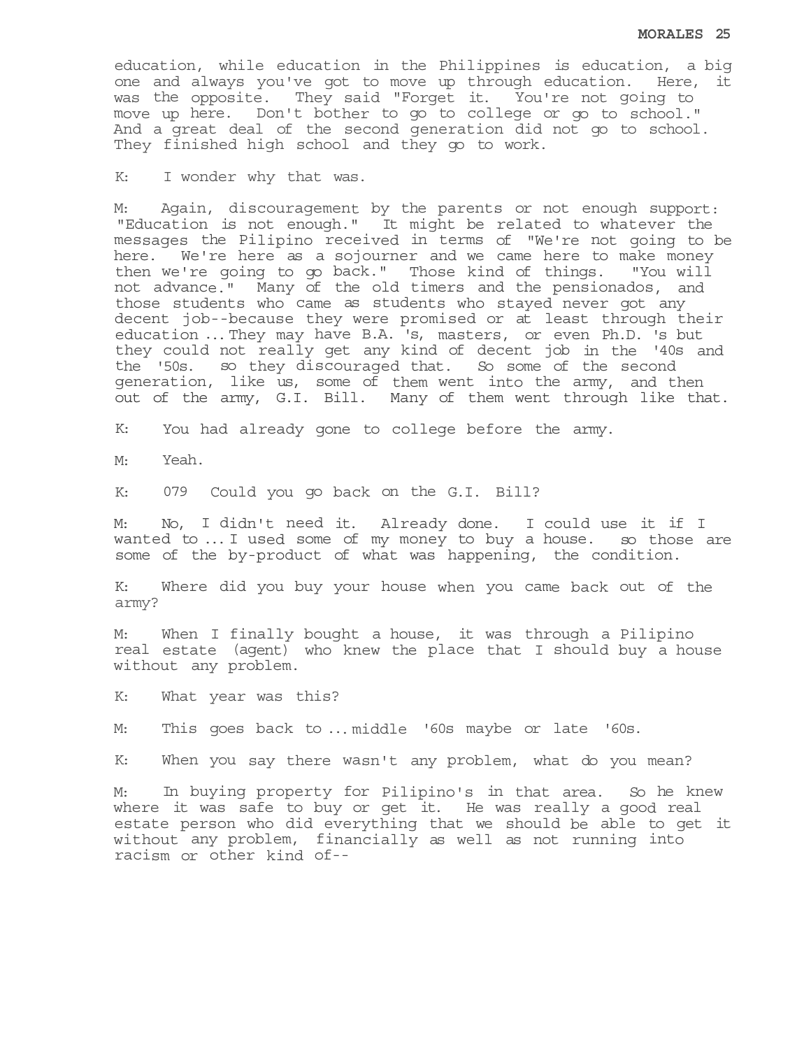education, while education in the Philippines is education, a big one and always you've got to move up through education. Here, it was the opposite. They said "Forget it. You're not going to move up here. Don't bother to go to college or go to school." And a great deal of the second generation did not go to school. They finished high school and they go to work.

K: I wonder why that was.

M: Again, discouragement by the parents or not enough support: "Education is not enough." It might be related to whatever the messages the Pilipino received in terms of "We're not going to be here. We're here as a sojourner and we came here to make money then we're going to go back." Those kind of things. "You will not advance." Many of the old timers and the pensionados, and those students who came as students who stayed never got any decent job--because they were promised or at least through their education ... They may have B.A. 's, masters, or even Ph.D. 's but they could not really get any kind of decent job in the '40s and the '50s. so they discouraged that. So some of the second generation, like us, some of them went into the army, and then out of the army, G.I. Bill. Many of them went through like that.

K: You had already gone to college before the army.

M: Yeah.

K: 079 Could you go back on the G.I. Bill?

M: No, I didn't need it. Already done. I could use it if I wanted to ... I used some of my money to buy a house. so those are some of the by-product of what was happening, the condition.

K: Where did you buy your house when you came back out of the army?

M: When I finally bought a house, it was through a Pilipino real estate (agent) who knew the place that I should buy a house without any problem.

K: What year was this?

M: This goes back to ... middle '60s maybe or late '60s.

K: When you say there wasn't any problem, what do you mean?

M: In buying property for Pilipino's in that area. So he knew where it was safe to buy or get it. He was really a good real estate person who did everything that we should be able to get it without any problem, financially as well as not running into racism or other kind of--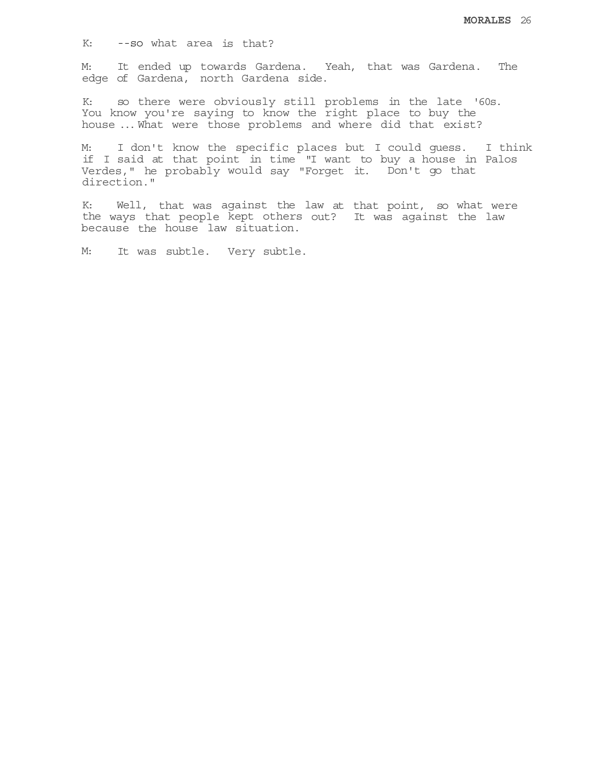K: --so what area is that?

M: It ended up towards Gardena. Yeah, that was Gardena. The edge of Gardena, north Gardena side.

K: so there were obviously still problems in the late '60s. You know you're saying to know the right place to buy the house ... What were those problems and where did that exist?

M: I don't know the specific places but I could guess. I think if I said at that point in time "I want to buy a house in Palos Verdes," he probably would say "Forget it. Don't go that direction."

K: Well, that was against the law at that point, so what were the ways that people kept others out? It was against the law because the house law situation.

M: It was subtle. Very subtle.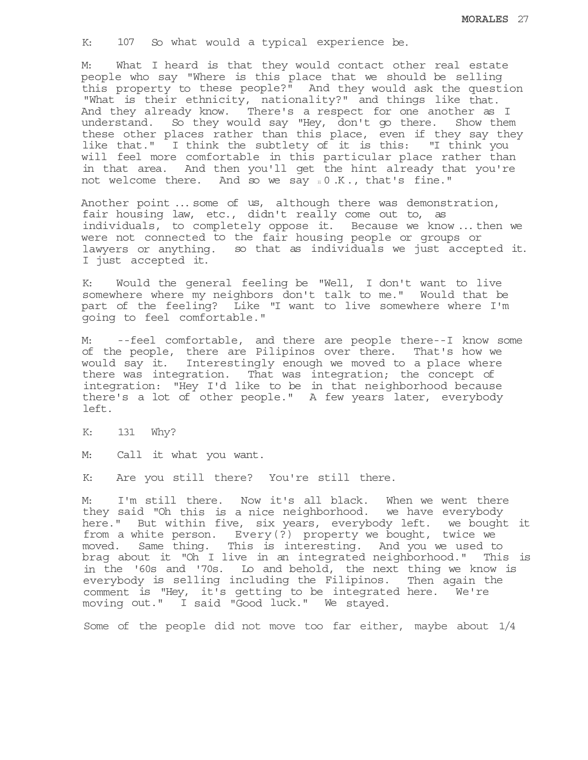K: 107 So what would a typical experience be.

M: What I heard is that they would contact other real estate people who say "Where is this place that we should be selling this property to these people?" And they would ask the question "What is their ethnicity, nationality?" and things like that. And they already know. There's a respect for one another as I understand. So they would say "Hey, don't go there. Show them these other places rather than this place, even if they say they like that." I think the subtlety of it is this: "I think you will feel more comfortable in this particular place rather than in that area. And then you'll get the hint already that you're not welcome there. And so we say "O.K., that's fine."

Another point ... some of us, although there was demonstration, fair housing law, etc., didn't really come out to, as individuals, to completely oppose it. Because we know ... then we were not connected to the fair housing people or groups or lawyers or anything. so that as individuals we just accepted it. I just accepted it.

K: Would the general feeling be "Well, I don't want to live somewhere where my neighbors don't talk to me." Would that be part of the feeling? Like "I want to live somewhere where I'm going to feel comfortable."

M: --feel comfortable, and there are people there--I know some of the people, there are Pilipinos over there. That's how we would say it. Interestingly enough we moved to a place where there was integration. That was integration; the concept of integration: "Hey I'd like to be in that neighborhood because there's a lot of other people." A few years later, everybody left.

K: 131 Why?

M: Call it what you want.

K: Are you still there? You're still there.

M: I'm still there. Now it's all black. When we went there they said "Oh this is a nice neighborhood. we have everybody here." But within five, six years, everybody left. we bought it from a white person. Every(?) property we bought, twice we moved. Same thing. This is interesting. And you we used to brag about it "Oh I live in an integrated neighborhood." This is in the '60s and '70s. Lo and behold, the next thing we know is everybody is selling including the Filipinos. Then again the comment is "Hey, it's getting to be integrated here. We're moving out." I said "Good luck." We stayed.

Some of the people did not move too far either, maybe about 1/4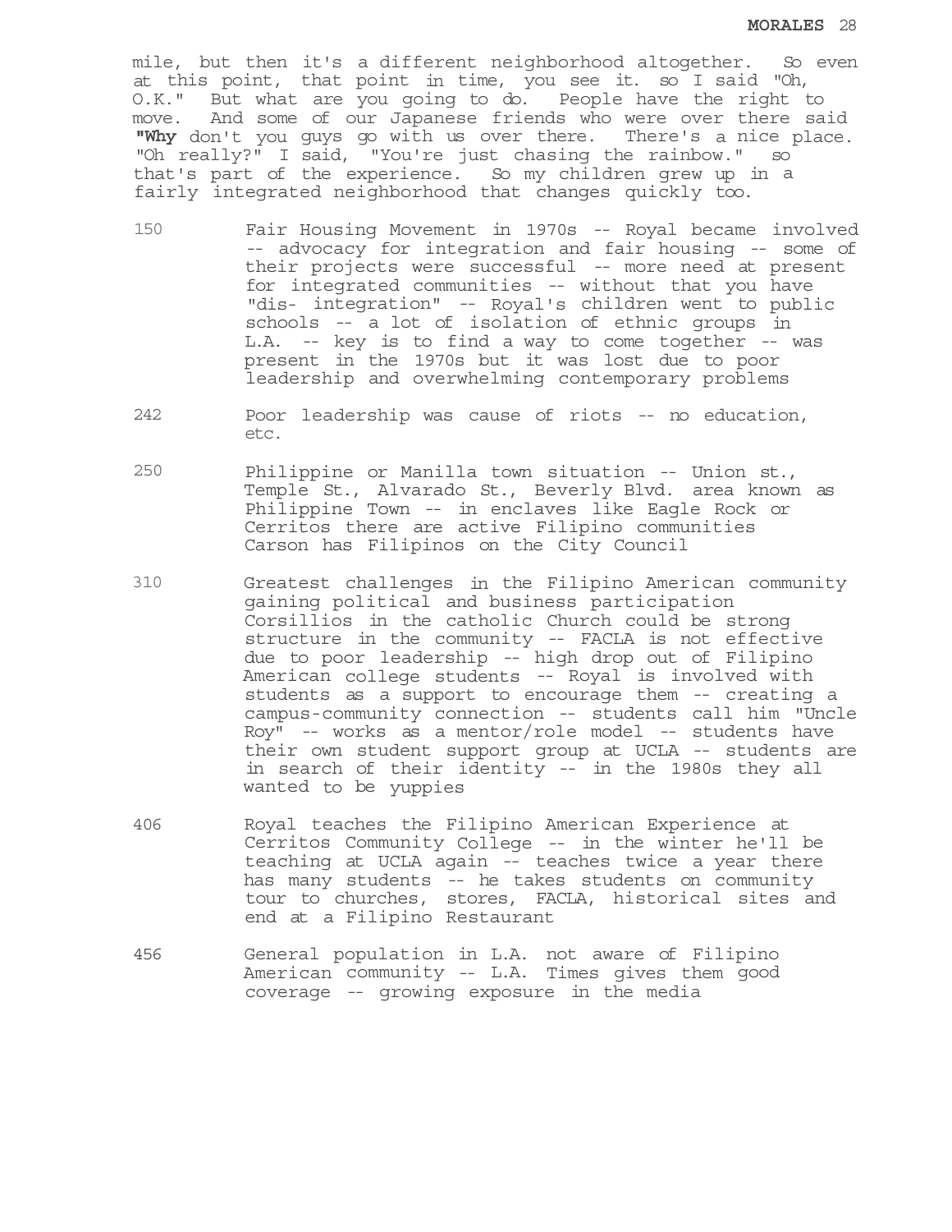mile, but then it's a different neighborhood altogether. So even at this point, that point in time, you see it. so I said "Oh, O.K." But what are you going to do. People have the right to move. And some of our Japanese friends who were over there said **"Why** don't you guys go with us over there. There's a nice place. "Oh really?" I said, "You're just chasing the rainbow." so that's part of the experience. So my children grew up in a fairly integrated neighborhood that changes quickly too.

150 Fair Housing Movement in 1970s -- Royal became involved -- advocacy for integration and fair housing -- some of their projects were successful -- more need at present for integrated communities -- without that you have "dis- integration" -- Royal's children went to public schools -- a lot of isolation of ethnic groups in L.A. -- key is to find a way to come together -- was present in the 1970s but it was lost due to poor leadership and overwhelming contemporary problems

242 Poor leadership was cause of riots -- no education, etc.

250 Philippine or Manilla town situation -- Union st., Temple St., Alvarado St., Beverly Blvd. area known as Philippine Town -- in enclaves like Eagle Rock or Cerritos there are active Filipino communities Carson has Filipinos on the City Council

310 Greatest challenges in the Filipino American community gaining political and business participation Corsillios in the catholic Church could be strong structure in the community -- FACLA is not effective due to poor leadership -- high drop out of Filipino American college students -- Royal is involved with students as a support to encourage them -- creating a campus-community connection -- students call him "Uncle Roy" -- works as a mentor/role model -- students have their own student support group at UCLA -- students are in search of their identity -- in the 1980s they all wanted to be yuppies

406 Royal teaches the Filipino American Experience at Cerritos Community College -- in the winter he'll be teaching at UCLA again -- teaches twice a year there has many students -- he takes students on community tour to churches, stores, FACLA, historical sites and end at a Filipino Restaurant

456 General population in L.A. not aware of Filipino American community -- L.A. Times gives them good coverage -- growing exposure in the media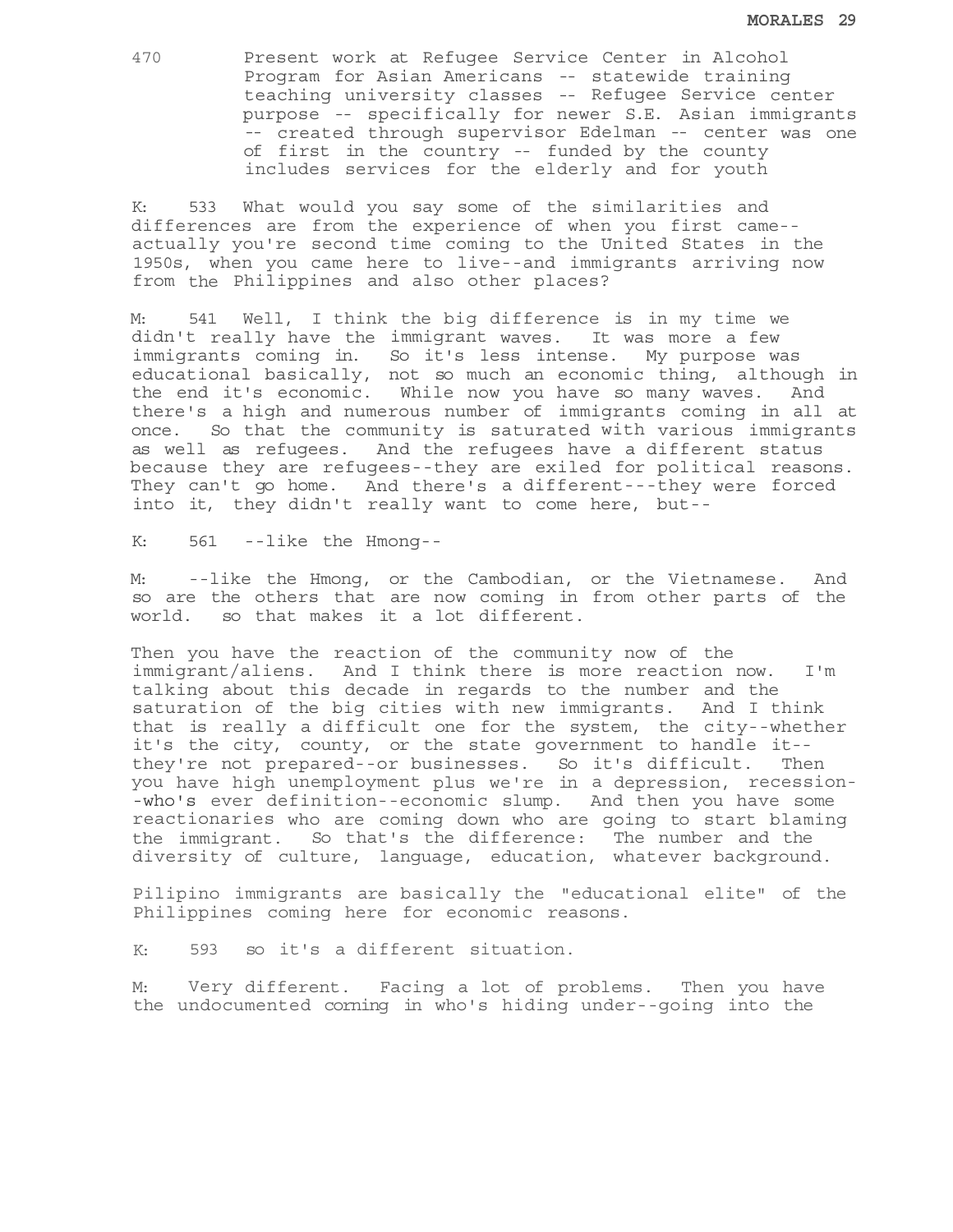470 Present work at Refugee Service Center in Alcohol Program for Asian Americans -- statewide training teaching university classes -- Refugee Service center purpose -- specifically for newer S.E. Asian immigrants -- created through supervisor Edelman -- center was one of first in the country -- funded by the county includes services for the elderly and for youth

K: 533 What would you say some of the similarities and differences are from the experience of when you first came--actually you're second time coming to the United States in the 1950s, when you came here to live--and immigrants arriving now from the Philippines and also other places?

M: 541 Well, I think the big difference is in my time we didn't really have the immigrant waves. It was more a few immigrants coming in. So it's less intense. My purpose was educational basically, not so much an economic thing, although in the end it's economic. While now you have so many waves. And there's a high and numerous number of immigrants coming in all at once. So that the community is saturated with various immigrants as well as refugees. And the refugees have a different status because they are refugees--they are exiled for political reasons. They can't go home. And there's a different---they were forced into it, they didn't really want to come here, but--

K: 561 --like the Hmong--

M: --like the Hmong, or the Cambodian, or the Vietnamese. And so are the others that are now coming in from other parts of the world. so that makes it a lot different.

Then you have the reaction of the community now of the immigrant/aliens. And I think there is more reaction now. I'm talking about this decade in regards to the number and the saturation of the big cities with new immigrants. And I think that is really a difficult one for the system, the city--whether it's the city, county, or the state government to handle it--they're not prepared--or businesses. So it's difficult. Then you have high unemployment plus we're in a depression, recession--who's ever definition--economic slump. And then you have some reactionaries who are coming down who are going to start blaming the immigrant. So that's the difference: The number and the diversity of culture, language, education, whatever background.

Pilipino immigrants are basically the "educational elite" of the Philippines coming here for economic reasons.

K: 593 so it's a different situation.

M: Very different. Facing a lot of problems. Then you have the undocumented coming in who's hiding under--going into the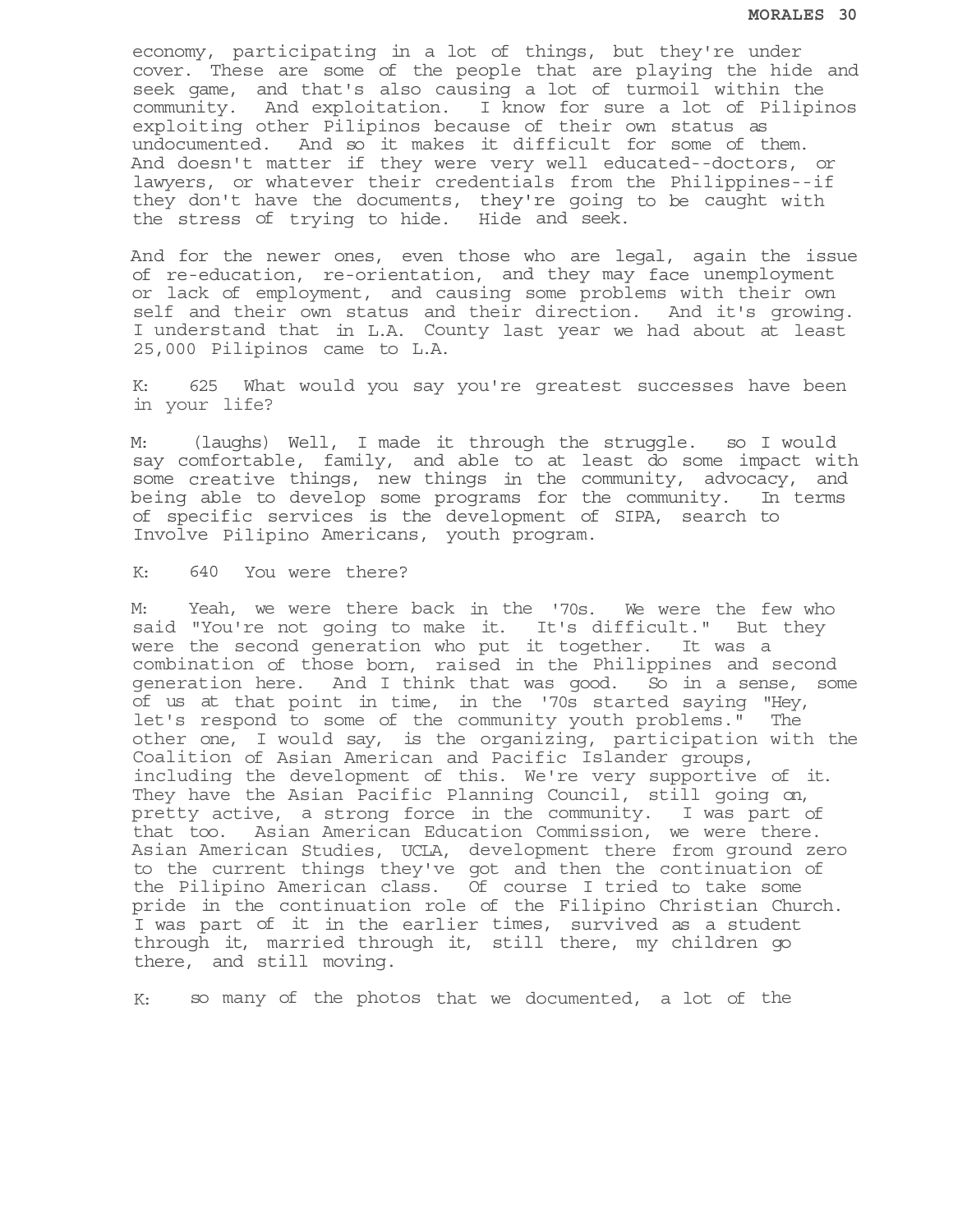economy, participating in a lot of things, but they're under cover. These are some of the people that are playing the hide and seek game, and that's also causing a lot of turmoil within the community. And exploitation. I know for sure a lot of Pilipinos exploiting other Pilipinos because of their own status as undocumented. And so it makes it difficult for some of them. And doesn't matter if they were very well educated--doctors, or lawyers, or whatever their credentials from the Philippines--if they don't have the documents, they're going to be caught with the stress of trying to hide. Hide and seek.

And for the newer ones, even those who are legal, again the issue of re-education, re-orientation, and they may face unemployment or lack of employment, and causing some problems with their own self and their own status and their direction. And it's growing. I understand that in L.A. County last year we had about at least 25,000 Pilipinos came to L.A.

K: 625 What would you say you're greatest successes have been in your life?

M: (laughs) Well, I made it through the struggle. so I would say comfortable, family, and able to at least do some impact with some creative things, new things in the community, advocacy, and being able to develop some programs for the community. In terms of specific services is the development of SIPA, search to Involve Pilipino Americans, youth program.

K: 640 You were there?

M: Yeah, we were there back in the '70s. We were the few who said "You're not going to make it. It's difficult." But they were the second generation who put it together. It was a combination of those born, raised in the Philippines and second generation here. And I think that was good. So in a sense, some of us at that point in time, in the '70s started saying "Hey, let's respond to some of the community youth problems." The other one, I would say, is the organizing, participation with the Coalition of Asian American and Pacific Islander groups, including the development of this. We're very supportive of it. They have the Asian Pacific Planning Council, still going on, pretty active, a strong force in the community. I was part of that too. Asian American Education Commission, we were there. Asian American Studies, UCLA, development there from ground zero to the current things they've got and then the continuation of the Pilipino American class. Of course I tried to take some pride in the continuation role of the Filipino Christian Church. I was part of it in the earlier times, survived as a student through it, married through it, still there, my children go there, and still moving.

K: so many of the photos that we documented, a lot of the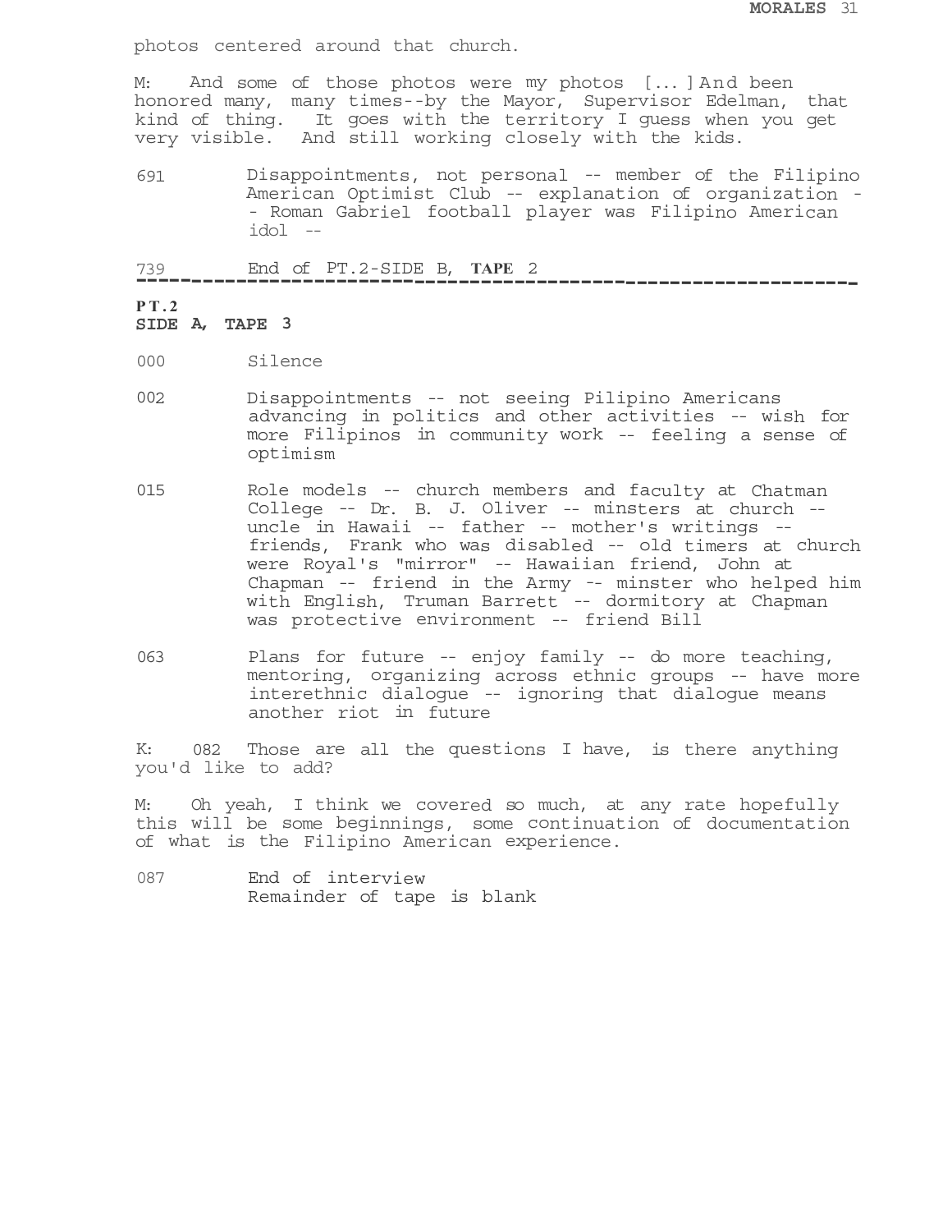photos centered around that church.

M: And some of those photos were my photos [...] And been honored many, many times--by the Mayor, Supervisor Edelman, that kind of thing. It goes with the territory I guess when you get very visible. And still working closely with the kids.

691 Disappointments, not personal -- member of the Filipino American Optimist Club -- explanation of organization -- Roman Gabriel football player was Filipino American idol --

739 End of PT.2-SIDE B, TAPE 2

---

**PT.2**
**SIDE A, TAPE 3**

000 Silence

002 Disappointments -- not seeing Pilipino Americans advancing in politics and other activities -- wish for more Filipinos in community work -- feeling a sense of optimism

015 Role models -- church members and faculty at Chatman College -- Dr. B. J. Oliver -- minsters at church -- uncle in Hawaii -- father -- mother's writings -- friends, Frank who was disabled -- old timers at church were Royal's "mirror" -- Hawaiian friend, John at Chapman -- friend in the Army -- minster who helped him with English, Truman Barrett -- dormitory at Chapman was protective environment -- friend Bill

063 Plans for future -- enjoy family -- do more teaching, mentoring, organizing across ethnic groups -- have more interethnic dialogue -- ignoring that dialogue means another riot in future

K: 082 Those are all the questions I have, is there anything you'd like to add?

M: Oh yeah, I think we covered so much, at any rate hopefully this will be some beginnings, some continuation of documentation of what is the Filipino American experience.

087 End of interview
Remainder of tape is blank